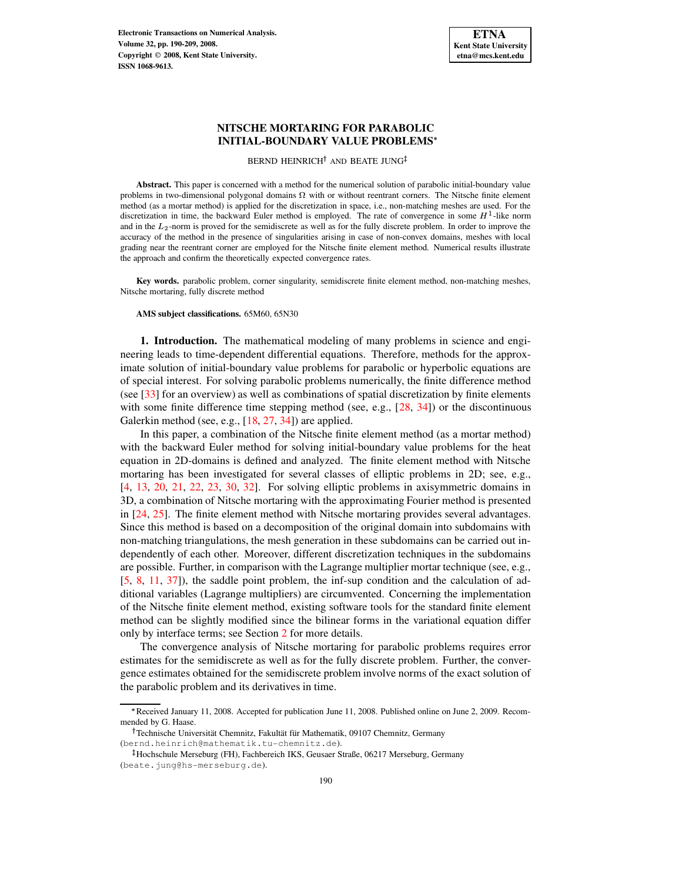# NITSCHE MORTARING FOR PARABOLIC INITIAL-BOUNDARY VALUE PROBLEMS*

BERND HEINRICH† AND BEATE JUNG‡

**Abstract.** This paper is concerned with a method for the numerical solution of parabolic initial-boundary value problems in two-dimensional polygonal domains $\Omega$ with or without reentrant corners. The Nitsche finite element method (as a mortar method) is applied for the discretization in space, i.e., non-matching meshes are used. For the discretization in time, the backward Euler method is employed. The rate of convergence in some $H^1$-like norm and in the $L_2$-norm is proved for the semidiscrete as well as for the fully discrete problem. In order to improve the accuracy of the method in the presence of singularities arising in case of non-convex domains, meshes with local grading near the reentrant corner are employed for the Nitsche finite element method. Numerical results illustrate the approach and confirm the theoretically expected convergence rates.

**Key words.** parabolic problem, corner singularity, semidiscrete finite element method, non-matching meshes, Nitsche mortaring, fully discrete method

**AMS subject classifications.** 65M60, 65N30

## 1. Introduction.

The mathematical modeling of many problems in science and engineering leads to time-dependent differential equations. Therefore, methods for the approximate solution of initial-boundary value problems for parabolic or hyperbolic equations are of special interest. For solving parabolic problems numerically, the finite difference method (see [33] for an overview) as well as combinations of spatial discretization by finite elements with some finite difference time stepping method (see, e.g., [28, 34]) or the discontinuous Galerkin method (see, e.g., [18, 27, 34]) are applied.

In this paper, a combination of the Nitsche finite element method (as a mortar method) with the backward Euler method for solving initial-boundary value problems for the heat equation in 2D-domains is defined and analyzed. The finite element method with Nitsche mortaring has been investigated for several classes of elliptic problems in 2D; see, e.g., [4, 13, 20, 21, 22, 23, 30, 32]. For solving elliptic problems in axisymmetric domains in 3D, a combination of Nitsche mortaring with the approximating Fourier method is presented in [24, 25]. The finite element method with Nitsche mortaring provides several advantages. Since this method is based on a decomposition of the original domain into subdomains with non-matching triangulations, the mesh generation in these subdomains can be carried out independently of each other. Moreover, different discretization techniques in the subdomains are possible. Further, in comparison with the Lagrange multiplier mortar technique (see, e.g., [5, 8, 11, 37]), the saddle point problem, the inf-sup condition and the calculation of additional variables (Lagrange multipliers) are circumvented. Concerning the implementation of the Nitsche finite element method, existing software tools for the standard finite element method can be slightly modified since the bilinear forms in the variational equation differ only by interface terms; see Section 2 for more details.

The convergence analysis of Nitsche mortaring for parabolic problems requires error estimates for the semidiscrete as well as for the fully discrete problem. Further, the convergence estimates obtained for the semidiscrete problem involve norms of the exact solution of the parabolic problem and its derivatives in time.

---

*Received January 11, 2008. Accepted for publication June 11, 2008. Published online on June 2, 2009. Recommended by G. Haase.

†Technische Universität Chemnitz, Fakultät für Mathematik, 09107 Chemnitz, Germany (bernd.heinrich@mathematik.tu-chemnitz.de).

‡Hochschule Merseburg (FH), Fachbereich IKS, Geusaer Straße, 06217 Merseburg, Germany (beate.jung@hs-merseburg.de).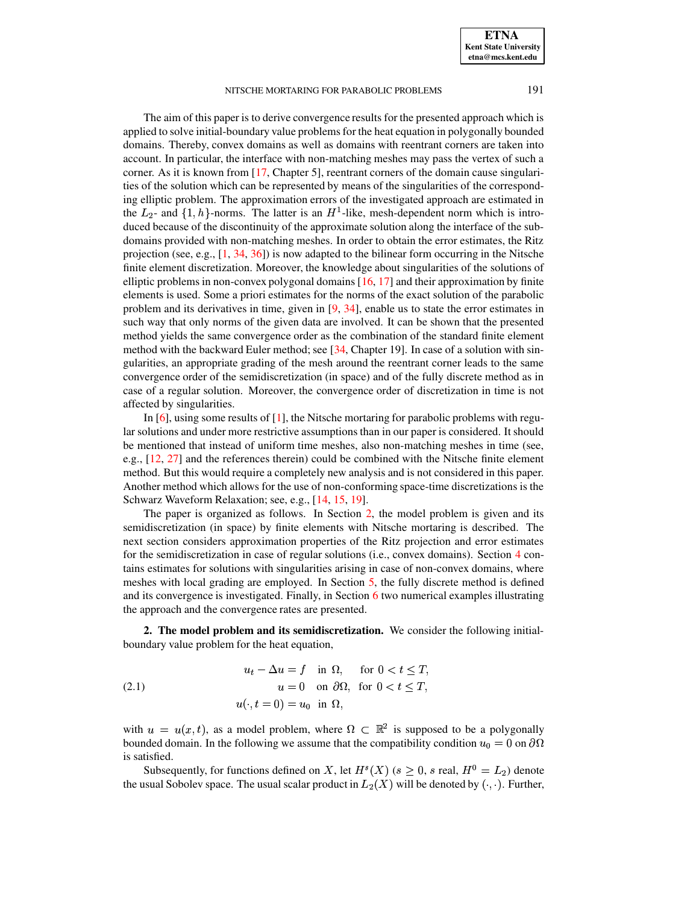The aim of this paper is to derive convergence results for the presented approach which is applied to solve initial-boundary value problems for the heat equation in polygonally bounded domains. Thereby, convex domains as well as domains with reentrant corners are taken into account. In particular, the interface with non-matching meshes may pass the vertex of such a corner. As it is known from [17, Chapter 5], reentrant corners of the domain cause singularities of the solution which can be represented by means of the singularities of the corresponding elliptic problem. The approximation errors of the investigated approach are estimated in the $L_2$- and $\{1, h\}$-norms. The latter is an $H^1$-like, mesh-dependent norm which is introduced because of the discontinuity of the approximate solution along the interface of the subdomains provided with non-matching meshes. In order to obtain the error estimates, the Ritz projection (see, e.g., [1, 34, 36]) is now adapted to the bilinear form occurring in the Nitsche finite element discretization. Moreover, the knowledge about singularities of the solutions of elliptic problems in non-convex polygonal domains [16, 17] and their approximation by finite elements is used. Some a priori estimates for the norms of the exact solution of the parabolic problem and its derivatives in time, given in [9, 34], enable us to state the error estimates in such way that only norms of the given data are involved. It can be shown that the presented method yields the same convergence order as the combination of the standard finite element method with the backward Euler method; see [34, Chapter 19]. In case of a solution with singularities, an appropriate grading of the mesh around the reentrant corner leads to the same convergence order of the semidiscretization (in space) and of the fully discrete method as in case of a regular solution. Moreover, the convergence order of discretization in time is not affected by singularities.

In [6], using some results of [1], the Nitsche mortaring for parabolic problems with regular solutions and under more restrictive assumptions than in our paper is considered. It should be mentioned that instead of uniform time meshes, also non-matching meshes in time (see, e.g., [12, 27] and the references therein) could be combined with the Nitsche finite element method. But this would require a completely new analysis and is not considered in this paper. Another method which allows for the use of non-conforming space-time discretizations is the Schwarz Waveform Relaxation; see, e.g., [14, 15, 19].

The paper is organized as follows. In Section 2, the model problem is given and its semidiscretization (in space) by finite elements with Nitsche mortaring is described. The next section considers approximation properties of the Ritz projection and error estimates for the semidiscretization in case of regular solutions (i.e., convex domains). Section 4 contains estimates for solutions with singularities arising in case of non-convex domains, where meshes with local grading are employed. In Section 5, the fully discrete method is defined and its convergence is investigated. Finally, in Section 6 two numerical examples illustrating the approach and the convergence rates are presented.

## 2. The model problem and its semidiscretization.

We consider the following initial-boundary value problem for the heat equation,

$$
\begin{aligned}
u_t - \Delta u &= f \quad \text{in } \Omega, \quad \text{for } 0 < t \le T,\\
u &= 0 \quad \text{on } \partial\Omega, \quad \text{for } 0 < t \le T,\\
u(\cdot, t = 0) &= u_0 \quad \text{in } \Omega,
\end{aligned}
\tag{2.1}
$$

with $u = u(x,t)$, as a model problem, where $\Omega \subset \mathbb{R}^2$ is supposed to be a polygonally bounded domain. In the following we assume that the compatibility condition $u_0 = 0$ on $\partial\Omega$ is satisfied.

Subsequently, for functions defined on $X$, let $H^s(X)$ ($s \ge 0$, $s$ real, $H^0 = L_2$) denote the usual Sobolev space. The usual scalar product in $L_2(X)$ will be denoted by $(\cdot,\cdot)$. Further,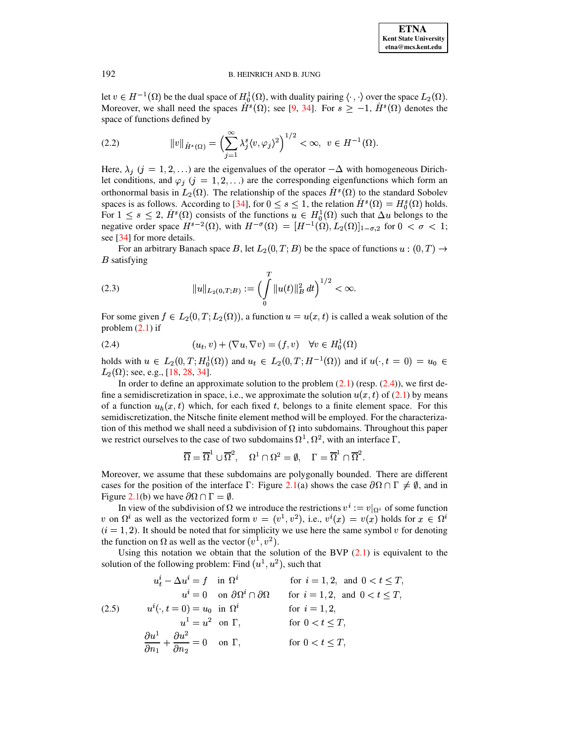let $v \in H^{-1}(\Omega)$ be the dual space of $H_0^1(\Omega)$, with duality pairing $\langle \cdot , \cdot \rangle$ over the space $L_2(\Omega)$. Moreover, we shall need the spaces $\dot{H}^s(\Omega)$; see [9, 34]. For $s \geq -1$, $\dot{H}^s(\Omega)$ denotes the space of functions defined by

$$\|v\|_{\dot{H}^s(\Omega)} = \Big( \sum_{j=1}^{\infty} \lambda_j^s \langle v, \varphi_j \rangle^2 \Big)^{1/2} < \infty, \;\; v \in H^{-1}(\Omega). \tag{2.2}$$

Here, $\lambda_j$ $(j = 1, 2, \ldots)$ are the eigenvalues of the operator $-\Delta$ with homogeneous Dirichlet conditions, and $\varphi_j$ $(j = 1, 2, \ldots)$ are the corresponding eigenfunctions which form an orthonormal basis in $L_2(\Omega)$. The relationship of the spaces $\dot{H}^s(\Omega)$ to the standard Sobolev spaces is as follows. According to [34], for $0 \leq s \leq 1$, the relation $\dot{H}^s(\Omega) = H_0^s(\Omega)$ holds. For $1 \leq s \leq 2$, $\dot{H}^s(\Omega)$ consists of the functions $u \in H_0^1(\Omega)$ such that $\Delta u$ belongs to the negative order space $H^{s-2}(\Omega)$, with $H^{-\sigma}(\Omega) = [H^{-1}(\Omega), L_2(\Omega)]_{1-\sigma,2}$ for $0 < \sigma < 1$; see [34] for more details.

For an arbitrary Banach space $B$, let $L_2(0, T; B)$ be the space of functions $u : (0, T) \to B$ satisfying

$$\|u\|_{L_2(0,T;B)} := \Big( \int_0^T \|u(t)\|_B^2 \, dt \Big)^{1/2} < \infty. \tag{2.3}$$

For some given $f \in L_2(0, T; L_2(\Omega))$, a function $u = u(x, t)$ is called a weak solution of the problem (2.1) if

$$(u_t, v) + (\nabla u, \nabla v) = (f, v) \quad \forall v \in H_0^1(\Omega) \tag{2.4}$$

holds with $u \in L_2(0, T; H_0^1(\Omega))$ and $u_t \in L_2(0, T; H^{-1}(\Omega))$ and if $u(\cdot, t = 0) = u_0 \in L_2(\Omega)$; see, e.g., [18, 28, 34].

In order to define an approximate solution to the problem (2.1) (resp. (2.4)), we first define a semidiscretization in space, i.e., we approximate the solution $u(x, t)$ of (2.1) by means of a function $u_h(x, t)$ which, for each fixed $t$, belongs to a finite element space. For this semidiscretization, the Nitsche finite element method will be employed. For the characterization of this method we shall need a subdivision of $\Omega$ into subdomains. Throughout this paper we restrict ourselves to the case of two subdomains $\Omega^1$, $\Omega^2$, with an interface $\Gamma$,

$$\overline{\Omega} = \overline{\Omega}^1 \cup \overline{\Omega}^2, \quad \Omega^1 \cap \Omega^2 = \emptyset, \quad \Gamma = \overline{\Omega}^1 \cap \overline{\Omega}^2.$$

Moreover, we assume that these subdomains are polygonally bounded. There are different cases for the position of the interface $\Gamma$: Figure 2.1(a) shows the case $\partial\Omega \cap \Gamma \neq \emptyset$, and in Figure 2.1(b) we have $\partial\Omega \cap \Gamma = \emptyset$.

In view of the subdivision of $\Omega$ we introduce the restrictions $v^i := v|_{\Omega^i}$ of some function $v$ on $\Omega^i$ as well as the vectorized form $v = (v^1, v^2)$, i.e., $v^i(x) = v(x)$ holds for $x \in \Omega^i$ $(i = 1, 2)$. It should be noted that for simplicity we use here the same symbol $v$ for denoting the function on $\Omega$ as well as the vector $(v^1, v^2)$.

Using this notation we obtain that the solution of the BVP (2.1) is equivalent to the solution of the following problem: Find $(u^1, u^2)$, such that

$$\begin{array}{llll} u_t^i - \Delta u^i = f & \text{in } \Omega^i & \text{for } i = 1, 2, \text{ and } 0 < t \leq T, \\ u^i = 0 & \text{on } \partial\Omega^i \cap \partial\Omega & \text{for } i = 1, 2, \text{ and } 0 < t \leq T, \\ u^i(\cdot, t = 0) = u_0 & \text{in } \Omega^i & \text{for } i = 1, 2, \\ u^1 = u^2 & \text{on } \Gamma, & \text{for } 0 < t \leq T, \\ \dfrac{\partial u^1}{\partial n_1} + \dfrac{\partial u^2}{\partial n_2} = 0 & \text{on } \Gamma, & \text{for } 0 < t \leq T, \end{array} \tag{2.5}$$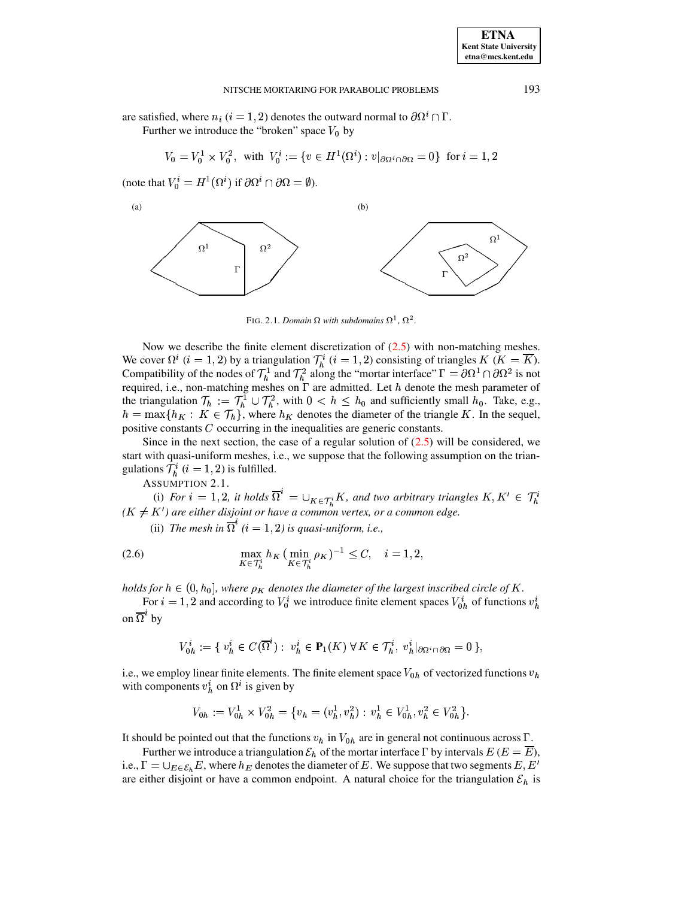are satisfied, where $n_i$ $(i = 1, 2)$ denotes the outward normal to $\partial\Omega^i \cap \Gamma$.

Further we introduce the "broken" space $V_0$ by

$$V_0 = V_0^1 \times V_0^2, \text{ with } V_0^i := \{v \in H^1(\Omega^i) : v|_{\partial\Omega^i \cap \partial\Omega} = 0\} \text{ for } i = 1, 2$$

(note that $V_0^i = H^1(\Omega^i)$ if $\partial\Omega^i \cap \partial\Omega = \emptyset$).

FIG. 2.1. *Domain $\Omega$ with subdomains $\Omega^1$, $\Omega^2$.*

Now we describe the finite element discretization of (2.5) with non-matching meshes. We cover $\Omega^i$ $(i = 1, 2)$ by a triangulation $\mathcal{T}_h^i$ $(i = 1, 2)$ consisting of triangles $K$ $(K = \overline{K})$. Compatibility of the nodes of $\mathcal{T}_h^1$ and $\mathcal{T}_h^2$ along the "mortar interface" $\Gamma = \partial\Omega^1 \cap \partial\Omega^2$ is not required, i.e., non-matching meshes on $\Gamma$ are admitted. Let $h$ denote the mesh parameter of the triangulation $\mathcal{T}_h := \mathcal{T}_h^1 \cup \mathcal{T}_h^2$, with $0 < h \le h_0$ and sufficiently small $h_0$. Take, e.g., $h = \max\{h_K : K \in \mathcal{T}_h\}$, where $h_K$ denotes the diameter of the triangle $K$. In the sequel, positive constants $C$ occurring in the inequalities are generic constants.

Since in the next section, the case of a regular solution of (2.5) will be considered, we start with quasi-uniform meshes, i.e., we suppose that the following assumption on the triangulations $\mathcal{T}_h^i$ $(i = 1, 2)$ is fulfilled.

ASSUMPTION 2.1.

(i) *For $i = 1, 2$, it holds $\overline{\Omega}^i = \cup_{K \in \mathcal{T}_h^i} K$, and two arbitrary triangles $K, K' \in \mathcal{T}_h^i$ $(K \neq K')$ are either disjoint or have a common vertex, or a common edge.*

(ii) *The mesh in $\overline{\Omega}^i$ $(i = 1, 2)$ is quasi-uniform, i.e.,*

$$\max_{K \in \mathcal{T}_h^i} h_K \, (\min_{K \in \mathcal{T}_h^i} \rho_K)^{-1} \le C, \quad i = 1, 2, \tag{2.6}$$

*holds for $h \in (0, h_0]$, where $\rho_K$ denotes the diameter of the largest inscribed circle of $K$.*

For $i = 1, 2$ and according to $V_0^i$ we introduce finite element spaces $V_{0h}^i$ of functions $v_h^i$ on $\overline{\Omega}^i$ by

$$V_{0h}^i := \{\, v_h^i \in C(\overline{\Omega}^i) : \, v_h^i \in \mathbf{P}_1(K) \; \forall K \in \mathcal{T}_h^i, \; v_h^i|_{\partial\Omega^i \cap \partial\Omega} = 0 \,\},$$

i.e., we employ linear finite elements. The finite element space $V_{0h}$ of vectorized functions $v_h$ with components $v_h^i$ on $\Omega^i$ is given by

$$V_{0h} := V_{0h}^1 \times V_{0h}^2 = \{v_h = (v_h^1, v_h^2) : \, v_h^1 \in V_{0h}^1, v_h^2 \in V_{0h}^2\}.$$

It should be pointed out that the functions $v_h$ in $V_{0h}$ are in general not continuous across $\Gamma$.

Further we introduce a triangulation $\mathcal{E}_h$ of the mortar interface $\Gamma$ by intervals $E$ $(E = \overline{E})$, i.e., $\Gamma = \cup_{E \in \mathcal{E}_h} E$, where $h_E$ denotes the diameter of $E$. We suppose that two segments $E, E'$ are either disjoint or have a common endpoint. A natural choice for the triangulation $\mathcal{E}_h$ is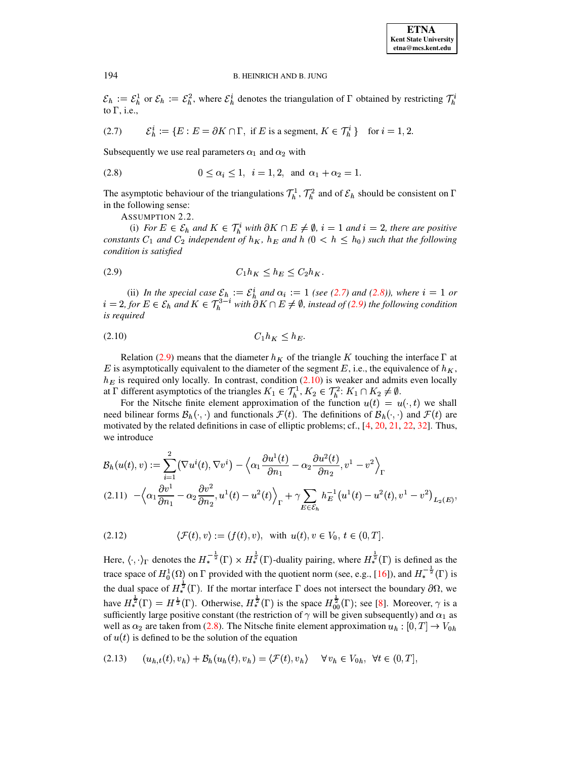$\mathcal{E}_h := \mathcal{E}_h^1$ or $\mathcal{E}_h := \mathcal{E}_h^2$, where $\mathcal{E}_h^i$ denotes the triangulation of $\Gamma$ obtained by restricting $\mathcal{T}_h^i$ to $\Gamma$, i.e.,

$$\mathcal{E}_h^i := \{E : E = \partial K \cap \Gamma, \text{ if } E \text{ is a segment}, K \in \mathcal{T}_h^i\} \quad \text{for } i = 1, 2. \tag{2.7}$$

Subsequently we use real parameters $\alpha_1$ and $\alpha_2$ with

$$0 \leq \alpha_i \leq 1, \quad i = 1, 2, \quad \text{and} \quad \alpha_1 + \alpha_2 = 1. \tag{2.8}$$

The asymptotic behaviour of the triangulations $\mathcal{T}_h^1$, $\mathcal{T}_h^2$ and of $\mathcal{E}_h$ should be consistent on $\Gamma$ in the following sense:

ASSUMPTION 2.2.

(i) *For $E \in \mathcal{E}_h$ and $K \in \mathcal{T}_h^i$ with $\partial K \cap E \neq \emptyset$, $i = 1$ and $i = 2$, there are positive constants $C_1$ and $C_2$ independent of $h_K$, $h_E$ and $h$ ($0 < h \leq h_0$) such that the following condition is satisfied*

$$C_1 h_K \leq h_E \leq C_2 h_K. \tag{2.9}$$

(ii) *In the special case $\mathcal{E}_h := \mathcal{E}_h^i$ and $\alpha_i := 1$ (see (2.7) and (2.8)), where $i = 1$ or $i = 2$, for $E \in \mathcal{E}_h$ and $K \in \mathcal{T}_h^{3-i}$ with $\partial K \cap E \neq \emptyset$, instead of (2.9) the following condition is required*

$$C_1 h_K \leq h_E. \tag{2.10}$$

Relation (2.9) means that the diameter $h_K$ of the triangle $K$ touching the interface $\Gamma$ at $E$ is asymptotically equivalent to the diameter of the segment $E$, i.e., the equivalence of $h_K$, $h_E$ is required only locally. In contrast, condition (2.10) is weaker and admits even locally at $\Gamma$ different asymptotics of the triangles $K_1 \in \mathcal{T}_h^1$, $K_2 \in \mathcal{T}_h^2$: $K_1 \cap K_2 \neq \emptyset$.

For the Nitsche finite element approximation of the function $u(t) = u(\cdot, t)$ we shall need bilinear forms $\mathcal{B}_h(\cdot, \cdot)$ and functionals $\mathcal{F}(t)$. The definitions of $\mathcal{B}_h(\cdot, \cdot)$ and $\mathcal{F}(t)$ are motivated by the related definitions in case of elliptic problems; cf., [4, 20, 21, 22, 32]. Thus, we introduce

$$\begin{aligned}
\mathcal{B}_h(u(t), v) &:= \sum_{i=1}^{2} \left(\nabla u^i(t), \nabla v^i\right) - \left\langle \alpha_1 \frac{\partial u^1(t)}{\partial n_1} - \alpha_2 \frac{\partial u^2(t)}{\partial n_2}, v^1 - v^2 \right\rangle_\Gamma \\
&\quad - \left\langle \alpha_1 \frac{\partial v^1}{\partial n_1} - \alpha_2 \frac{\partial v^2}{\partial n_2}, u^1(t) - u^2(t) \right\rangle_\Gamma + \gamma \sum_{E \in \mathcal{E}_h} h_E^{-1} \left(u^1(t) - u^2(t), v^1 - v^2\right)_{L_2(E)},
\end{aligned} \tag{2.11}$$

$$\langle \mathcal{F}(t), v \rangle := (f(t), v), \quad \text{with } u(t), v \in V_0, \; t \in (0, T]. \tag{2.12}$$

Here, $\langle \cdot, \cdot \rangle_\Gamma$ denotes the $H_*^{-\frac{1}{2}}(\Gamma) \times H_*^{\frac{1}{2}}(\Gamma)$-duality pairing, where $H_*^{\frac{1}{2}}(\Gamma)$ is defined as the trace space of $H_0^1(\Omega)$ on $\Gamma$ provided with the quotient norm (see, e.g., [16]), and $H_*^{-\frac{1}{2}}(\Gamma)$ is the dual space of $H_*^{\frac{1}{2}}(\Gamma)$. If the mortar interface $\Gamma$ does not intersect the boundary $\partial\Omega$, we have $H_*^{\frac{1}{2}}(\Gamma) = H^{\frac{1}{2}}(\Gamma)$. Otherwise, $H_*^{\frac{1}{2}}(\Gamma)$ is the space $H_{00}^{\frac{1}{2}}(\Gamma)$; see [8]. Moreover, $\gamma$ is a sufficiently large positive constant (the restriction of $\gamma$ will be given subsequently) and $\alpha_1$ as well as $\alpha_2$ are taken from (2.8). The Nitsche finite element approximation $u_h : [0, T] \to V_{0h}$ of $u(t)$ is defined to be the solution of the equation

$$(u_{h,t}(t), v_h) + \mathcal{B}_h(u_h(t), v_h) = \langle \mathcal{F}(t), v_h \rangle \quad \forall v_h \in V_{0h}, \;\; \forall t \in (0, T], \tag{2.13}$$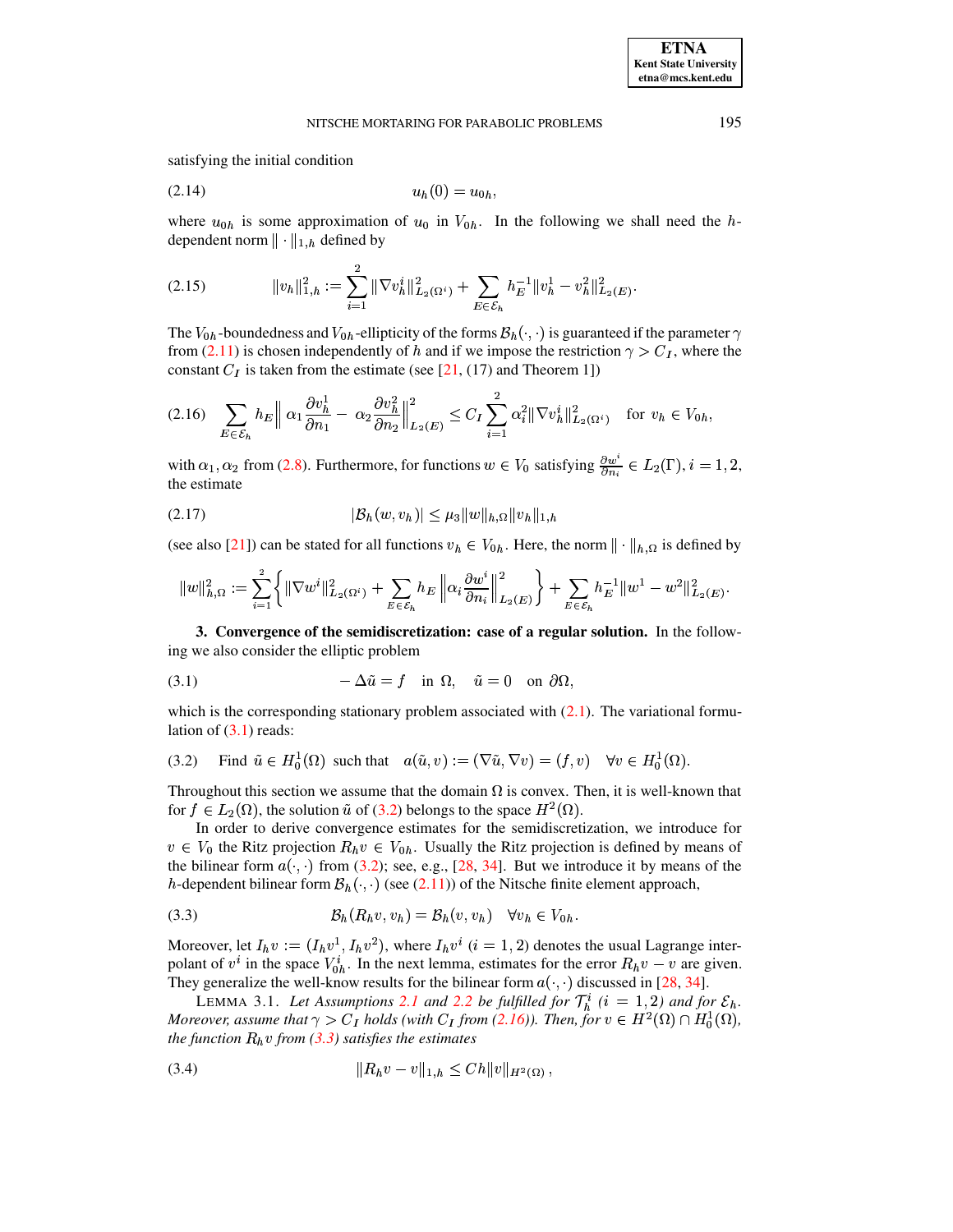satisfying the initial condition

$$u_h(0) = u_{0h}, \tag{2.14}$$

where $u_{0h}$ is some approximation of $u_0$ in $V_{0h}$. In the following we shall need the $h$-dependent norm $\| \cdot \|_{1,h}$ defined by

$$\|v_h\|_{1,h}^2 := \sum_{i=1}^{2} \|\nabla v_h^i\|_{L_2(\Omega^i)}^2 + \sum_{E \in \mathcal{E}_h} h_E^{-1} \|v_h^1 - v_h^2\|_{L_2(E)}^2. \tag{2.15}$$

The $V_{0h}$-boundedness and $V_{0h}$-ellipticity of the forms $\mathcal{B}_h(\cdot, \cdot)$ is guaranteed if the parameter $\gamma$ from (2.11) is chosen independently of $h$ and if we impose the restriction $\gamma > C_I$, where the constant $C_I$ is taken from the estimate (see [21, (17) and Theorem 1])

$$\sum_{E \in \mathcal{E}_h} h_E \Big\| \alpha_1 \frac{\partial v_h^1}{\partial n_1} - \alpha_2 \frac{\partial v_h^2}{\partial n_2} \Big\|_{L_2(E)}^2 \le C_I \sum_{i=1}^{2} \alpha_i^2 \|\nabla v_h^i\|_{L_2(\Omega^i)}^2 \quad \text{for } v_h \in V_{0h}, \tag{2.16}$$

with $\alpha_1, \alpha_2$ from (2.8). Furthermore, for functions $w \in V_0$ satisfying $\frac{\partial w^i}{\partial n_i} \in L_2(\Gamma), i = 1, 2,$ the estimate

$$|\mathcal{B}_h(w, v_h)| \le \mu_3 \|w\|_{h,\Omega} \|v_h\|_{1,h} \tag{2.17}$$

(see also [21]) can be stated for all functions $v_h \in V_{0h}$. Here, the norm $\| \cdot \|_{h,\Omega}$ is defined by

$$\|w\|_{h,\Omega}^2 := \sum_{i=1}^{2} \left\{ \|\nabla w^i\|_{L_2(\Omega^i)}^2 + \sum_{E \in \mathcal{E}_h} h_E \left\| \alpha_i \frac{\partial w^i}{\partial n_i} \right\|_{L_2(E)}^2 \right\} + \sum_{E \in \mathcal{E}_h} h_E^{-1} \|w^1 - w^2\|_{L_2(E)}^2.$$

**3. Convergence of the semidiscretization: case of a regular solution.** In the following we also consider the elliptic problem

$$-\Delta \tilde{u} = f \quad \text{in } \Omega, \quad \tilde{u} = 0 \quad \text{on } \partial\Omega, \tag{3.1}$$

which is the corresponding stationary problem associated with (2.1). The variational formulation of (3.1) reads:

$$\text{Find } \tilde{u} \in H_0^1(\Omega) \text{ such that } \quad a(\tilde{u}, v) := (\nabla \tilde{u}, \nabla v) = (f, v) \quad \forall v \in H_0^1(\Omega). \tag{3.2}$$

Throughout this section we assume that the domain $\Omega$ is convex. Then, it is well-known that for $f \in L_2(\Omega)$, the solution $\tilde{u}$ of (3.2) belongs to the space $H^2(\Omega)$.

In order to derive convergence estimates for the semidiscretization, we introduce for $v \in V_0$ the Ritz projection $R_h v \in V_{0h}$. Usually the Ritz projection is defined by means of the bilinear form $a(\cdot, \cdot)$ from (3.2); see, e.g., [28, 34]. But we introduce it by means of the $h$-dependent bilinear form $\mathcal{B}_h(\cdot, \cdot)$ (see (2.11)) of the Nitsche finite element approach,

$$\mathcal{B}_h(R_h v, v_h) = \mathcal{B}_h(v, v_h) \quad \forall v_h \in V_{0h}. \tag{3.3}$$

Moreover, let $I_h v := (I_h v^1, I_h v^2)$, where $I_h v^i$ ($i = 1, 2$) denotes the usual Lagrange interpolant of $v^i$ in the space $V_{0h}^i$. In the next lemma, estimates for the error $R_h v - v$ are given. They generalize the well-know results for the bilinear form $a(\cdot, \cdot)$ discussed in [28, 34].

LEMMA 3.1. *Let Assumptions 2.1 and 2.2 be fulfilled for $\mathcal{T}_h^i$ ($i = 1, 2$) and for $\mathcal{E}_h$. Moreover, assume that $\gamma > C_I$ holds (with $C_I$ from (2.16)). Then, for $v \in H^2(\Omega) \cap H_0^1(\Omega)$, the function $R_h v$ from (3.3) satisfies the estimates*

$$\|R_h v - v\|_{1,h} \le C h \|v\|_{H^2(\Omega)}, \tag{3.4}$$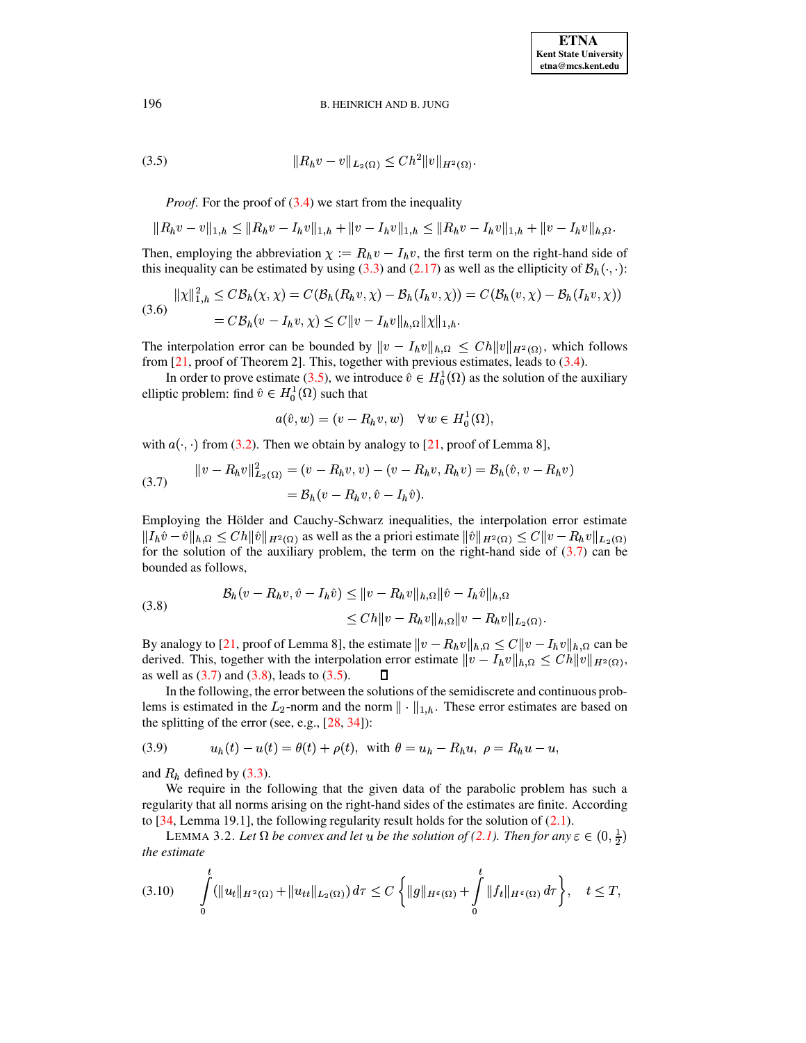$$
\|R_h v - v\|_{L_2(\Omega)} \le C h^2 \|v\|_{H^2(\Omega)}. \tag{3.5}
$$

*Proof*. For the proof of (3.4) we start from the inequality

$$
\|R_h v - v\|_{1,h} \le \|R_h v - I_h v\|_{1,h} + \|v - I_h v\|_{1,h} \le \|R_h v - I_h v\|_{1,h} + \|v - I_h v\|_{h,\Omega}.
$$

Then, employing the abbreviation $\chi := R_h v - I_h v$, the first term on the right-hand side of this inequality can be estimated by using (3.3) and (2.17) as well as the ellipticity of $\mathcal{B}_h(\cdot,\cdot)$:

$$
\begin{aligned}
\|\chi\|_{1,h}^2 &\le C\mathcal{B}_h(\chi,\chi) = C(\mathcal{B}_h(R_h v,\chi) - \mathcal{B}_h(I_h v,\chi)) = C(\mathcal{B}_h(v,\chi) - \mathcal{B}_h(I_h v,\chi)) \\
&= C\mathcal{B}_h(v - I_h v,\chi) \le C\|v - I_h v\|_{h,\Omega}\|\chi\|_{1,h}.
\end{aligned} \tag{3.6}
$$

The interpolation error can be bounded by $\|v - I_h v\|_{h,\Omega} \le Ch\|v\|_{H^2(\Omega)}$, which follows from [21, proof of Theorem 2]. This, together with previous estimates, leads to (3.4).

In order to prove estimate (3.5), we introduce $\hat{v} \in H_0^1(\Omega)$ as the solution of the auxiliary elliptic problem: find $\hat{v} \in H_0^1(\Omega)$ such that

$$
a(\hat{v}, w) = (v - R_h v, w) \quad \forall w \in H_0^1(\Omega),
$$

with $a(\cdot,\cdot)$ from (3.2). Then we obtain by analogy to [21, proof of Lemma 8],

$$
\begin{aligned}
\|v - R_h v\|_{L_2(\Omega)}^2 &= (v - R_h v, v) - (v - R_h v, R_h v) = \mathcal{B}_h(\hat{v}, v - R_h v) \\
&= \mathcal{B}_h(v - R_h v, \hat{v} - I_h \hat{v}).
\end{aligned} \tag{3.7}
$$

Employing the Hölder and Cauchy-Schwarz inequalities, the interpolation error estimate $\|I_h \hat{v} - \hat{v}\|_{h,\Omega} \le Ch\|\hat{v}\|_{H^2(\Omega)}$ as well as the a priori estimate $\|\hat{v}\|_{H^2(\Omega)} \le C\|v - R_h v\|_{L_2(\Omega)}$ for the solution of the auxiliary problem, the term on the right-hand side of (3.7) can be bounded as follows,

$$
\begin{aligned}
\mathcal{B}_h(v - R_h v, \hat{v} - I_h \hat{v}) &\le \|v - R_h v\|_{h,\Omega}\|\hat{v} - I_h \hat{v}\|_{h,\Omega} \\
&\le Ch\|v - R_h v\|_{h,\Omega}\|v - R_h v\|_{L_2(\Omega)}.
\end{aligned} \tag{3.8}
$$

By analogy to [21, proof of Lemma 8], the estimate $\|v - R_h v\|_{h,\Omega} \le C\|v - I_h v\|_{h,\Omega}$ can be derived. This, together with the interpolation error estimate $\|v - I_h v\|_{h,\Omega} \le Ch\|v\|_{H^2(\Omega)}$, as well as (3.7) and (3.8), leads to (3.5). ∎

In the following, the error between the solutions of the semidiscrete and continuous problems is estimated in the $L_2$-norm and the norm $\|\cdot\|_{1,h}$. These error estimates are based on the splitting of the error (see, e.g., [28, 34]):

$$
u_h(t) - u(t) = \theta(t) + \rho(t), \;\text{ with } \theta = u_h - R_h u, \;\rho = R_h u - u, \tag{3.9}
$$

and $R_h$ defined by (3.3).

We require in the following that the given data of the parabolic problem has such a regularity that all norms arising on the right-hand sides of the estimates are finite. According to [34, Lemma 19.1], the following regularity result holds for the solution of (2.1).

LEMMA 3.2. *Let $\Omega$ be convex and let $u$ be the solution of (2.1). Then for any $\varepsilon \in (0, \frac{1}{2})$ the estimate*

$$
\int_0^t \left(\|u_t\|_{H^2(\Omega)} + \|u_{tt}\|_{L_2(\Omega)}\right) d\tau \le C\left\{\|g\|_{H^\varepsilon(\Omega)} + \int_0^t \|f_t\|_{H^\varepsilon(\Omega)}\, d\tau\right\}, \quad t \le T, \tag{3.10}
$$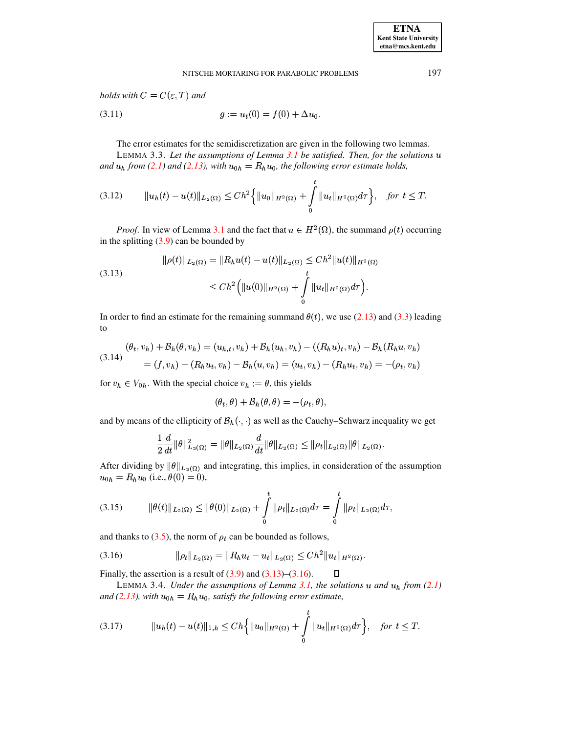*holds with $C = C(\varepsilon, T)$ and*

$$g := u_t(0) = f(0) + \Delta u_0. \tag{3.11}$$

The error estimates for the semidiscretization are given in the following two lemmas.

LEMMA 3.3. *Let the assumptions of Lemma 3.1 be satisfied. Then, for the solutions $u$ and $u_h$ from (2.1) and (2.13), with $u_{0h} = R_h u_0$, the following error estimate holds,*

$$\|u_h(t) - u(t)\|_{L_2(\Omega)} \le Ch^2 \Big\{ \|u_0\|_{H^2(\Omega)} + \int_0^t \|u_t\|_{H^2(\Omega)} d\tau \Big\}, \quad \textit{for } t \le T. \tag{3.12}$$

*Proof*. In view of Lemma 3.1 and the fact that $u \in H^2(\Omega)$, the summand $\rho(t)$ occurring in the splitting (3.9) can be bounded by

$$\begin{aligned} \|\rho(t)\|_{L_2(\Omega)} = \|R_h u(t) - u(t)\|_{L_2(\Omega)} &\le Ch^2 \|u(t)\|_{H^2(\Omega)} \\ &\le Ch^2 \Big( \|u(0)\|_{H^2(\Omega)} + \int_0^t \|u_t\|_{H^2(\Omega)} d\tau \Big). \end{aligned} \tag{3.13}$$

In order to find an estimate for the remaining summand $\theta(t)$, we use (2.13) and (3.3) leading to

$$\begin{aligned} (\theta_t, v_h) + \mathcal{B}_h(\theta, v_h) &= (u_{h,t}, v_h) + \mathcal{B}_h(u_h, v_h) - ((R_h u)_t, v_h) - \mathcal{B}_h(R_h u, v_h) \\ &= (f, v_h) - (R_h u_t, v_h) - \mathcal{B}_h(u, v_h) = (u_t, v_h) - (R_h u_t, v_h) = -(\rho_t, v_h) \end{aligned} \tag{3.14}$$

for $v_h \in V_{0h}$. With the special choice $v_h := \theta$, this yields

$$(\theta_t, \theta) + \mathcal{B}_h(\theta, \theta) = -(\rho_t, \theta),$$

and by means of the ellipticity of $\mathcal{B}_h(\cdot, \cdot)$ as well as the Cauchy–Schwarz inequality we get

$$\frac{1}{2} \frac{d}{dt} \|\theta\|^2_{L_2(\Omega)} = \|\theta\|_{L_2(\Omega)} \frac{d}{dt} \|\theta\|_{L_2(\Omega)} \le \|\rho_t\|_{L_2(\Omega)} \|\theta\|_{L_2(\Omega)}.$$

After dividing by $\|\theta\|_{L_2(\Omega)}$ and integrating, this implies, in consideration of the assumption $u_{0h} = R_h u_0$ (i.e., $\theta(0) = 0$),

$$\|\theta(t)\|_{L_2(\Omega)} \le \|\theta(0)\|_{L_2(\Omega)} + \int_0^t \|\rho_t\|_{L_2(\Omega)} d\tau = \int_0^t \|\rho_t\|_{L_2(\Omega)} d\tau, \tag{3.15}$$

and thanks to (3.5), the norm of $\rho_t$ can be bounded as follows,

$$\|\rho_t\|_{L_2(\Omega)} = \|R_h u_t - u_t\|_{L_2(\Omega)} \le Ch^2 \|u_t\|_{H^2(\Omega)}. \tag{3.16}$$

Finally, the assertion is a result of (3.9) and (3.13)–(3.16). ☐

LEMMA 3.4. *Under the assumptions of Lemma 3.1, the solutions $u$ and $u_h$ from (2.1) and (2.13), with $u_{0h} = R_h u_0$, satisfy the following error estimate,*

$$\|u_h(t) - u(t)\|_{1,h} \le Ch \Big\{ \|u_0\|_{H^2(\Omega)} + \int_0^t \|u_t\|_{H^2(\Omega)} d\tau \Big\}, \quad \textit{for } t \le T. \tag{3.17}$$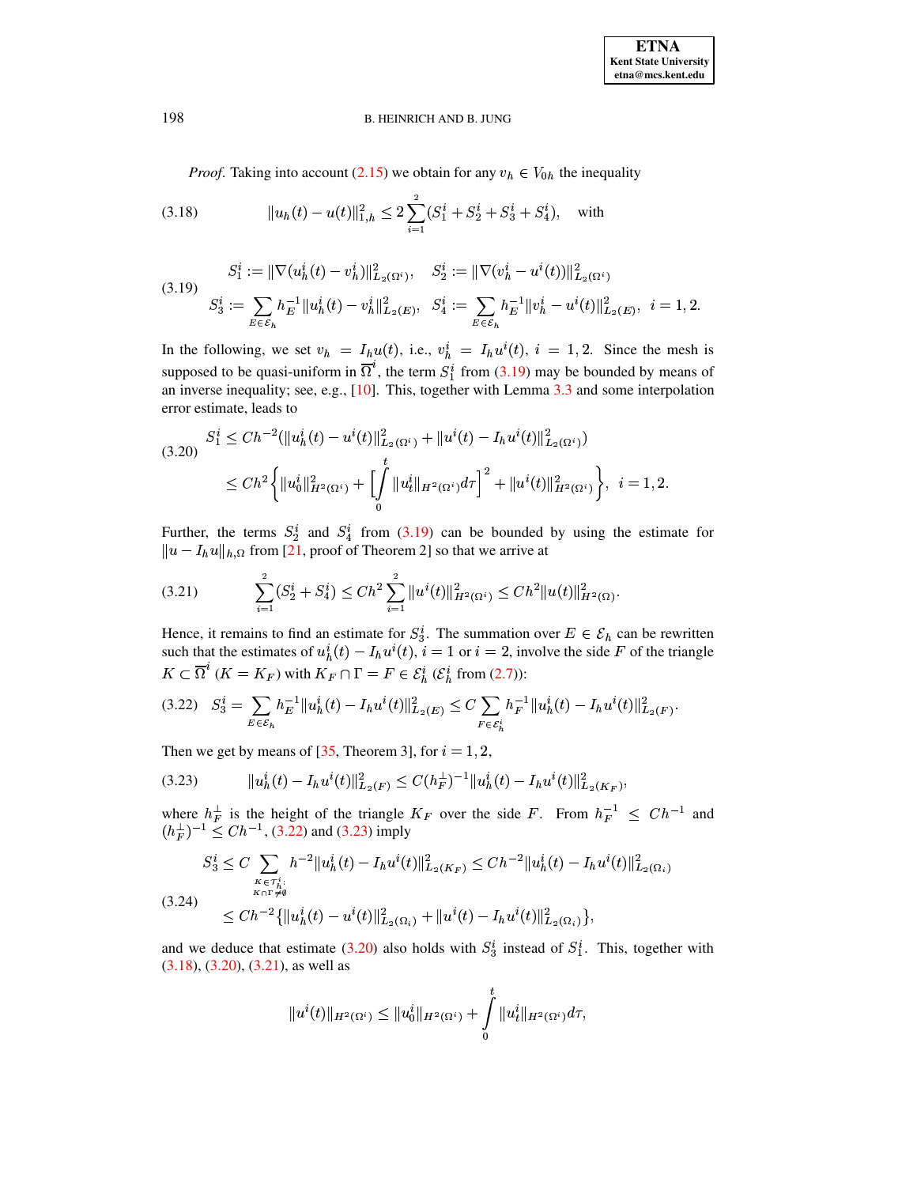*Proof*. Taking into account (2.15) we obtain for any $v_h \in V_{0h}$ the inequality

$$\|u_h(t) - u(t)\|_{1,h}^2 \le 2\sum_{i=1}^{2}(S_1^i + S_2^i + S_3^i + S_4^i), \quad \text{with} \tag{3.18}$$

$$\begin{aligned} &S_1^i := \|\nabla(u_h^i(t) - v_h^i)\|_{L_2(\Omega^i)}^2, \quad S_2^i := \|\nabla(v_h^i - u^i(t))\|_{L_2(\Omega^i)}^2 \\ &S_3^i := \sum_{E\in\mathcal{E}_h} h_E^{-1}\|u_h^i(t) - v_h^i\|_{L_2(E)}^2, \quad S_4^i := \sum_{E\in\mathcal{E}_h} h_E^{-1}\|v_h^i - u^i(t)\|_{L_2(E)}^2, \quad i = 1, 2. \end{aligned} \tag{3.19}$$

In the following, we set $v_h = I_h u(t)$, i.e., $v_h^i = I_h u^i(t)$, $i = 1, 2$. Since the mesh is supposed to be quasi-uniform in $\overline{\Omega}^i$, the term $S_1^i$ from (3.19) may be bounded by means of an inverse inequality; see, e.g., [10]. This, together with Lemma 3.3 and some interpolation error estimate, leads to

$$\begin{aligned} S_1^i &\le Ch^{-2}(\|u_h^i(t) - u^i(t)\|_{L_2(\Omega^i)}^2 + \|u^i(t) - I_h u^i(t)\|_{L_2(\Omega^i)}^2) \\ &\le Ch^2\left\{\|u_0^i\|_{H^2(\Omega^i)}^2 + \left[\int_0^t \|u_t^i\|_{H^2(\Omega^i)}d\tau\right]^2 + \|u^i(t)\|_{H^2(\Omega^i)}^2\right\}, \quad i = 1, 2. \end{aligned} \tag{3.20}$$

Further, the terms $S_2^i$ and $S_4^i$ from (3.19) can be bounded by using the estimate for $\|u - I_h u\|_{h,\Omega}$ from [21, proof of Theorem 2] so that we arrive at

$$\sum_{i=1}^{2}(S_2^i + S_4^i) \le Ch^2\sum_{i=1}^{2}\|u^i(t)\|_{H^2(\Omega^i)}^2 \le Ch^2\|u(t)\|_{H^2(\Omega)}^2. \tag{3.21}$$

Hence, it remains to find an estimate for $S_3^i$. The summation over $E \in \mathcal{E}_h$ can be rewritten such that the estimates of $u_h^i(t) - I_h u^i(t)$, $i = 1$ or $i = 2$, involve the side $F$ of the triangle $K \subset \overline{\Omega}^i$ ($K = K_F$) with $K_F \cap \Gamma = F \in \mathcal{E}_h^i$ ($\mathcal{E}_h^i$ from (2.7)):

$$S_3^i = \sum_{E\in\mathcal{E}_h} h_E^{-1}\|u_h^i(t) - I_h u^i(t)\|_{L_2(E)}^2 \le C\sum_{F\in\mathcal{E}_h^i} h_F^{-1}\|u_h^i(t) - I_h u^i(t)\|_{L_2(F)}^2. \tag{3.22}$$

Then we get by means of [35, Theorem 3], for $i = 1, 2$,

$$\|u_h^i(t) - I_h u^i(t)\|_{L_2(F)}^2 \le C(h_F^{\perp})^{-1}\|u_h^i(t) - I_h u^i(t)\|_{L_2(K_F)}^2, \tag{3.23}$$

where $h_F^{\perp}$ is the height of the triangle $K_F$ over the side $F$. From $h_F^{-1} \le Ch^{-1}$ and $(h_F^{\perp})^{-1} \le Ch^{-1}$, (3.22) and (3.23) imply

$$\begin{aligned} S_3^i &\le C\sum_{\substack{K\in\mathcal{T}_h^i:\\ K\cap\Gamma\neq\emptyset}} h^{-2}\|u_h^i(t) - I_h u^i(t)\|_{L_2(K_F)}^2 \le Ch^{-2}\|u_h^i(t) - I_h u^i(t)\|_{L_2(\Omega_i)}^2 \\ &\le Ch^{-2}\{\|u_h^i(t) - u^i(t)\|_{L_2(\Omega_i)}^2 + \|u^i(t) - I_h u^i(t)\|_{L_2(\Omega_i)}^2\}, \end{aligned} \tag{3.24}$$

and we deduce that estimate (3.20) also holds with $S_3^i$ instead of $S_1^i$. This, together with (3.18), (3.20), (3.21), as well as

$$\|u^i(t)\|_{H^2(\Omega^i)} \le \|u_0^i\|_{H^2(\Omega^i)} + \int_0^t \|u_t^i\|_{H^2(\Omega^i)}d\tau,$$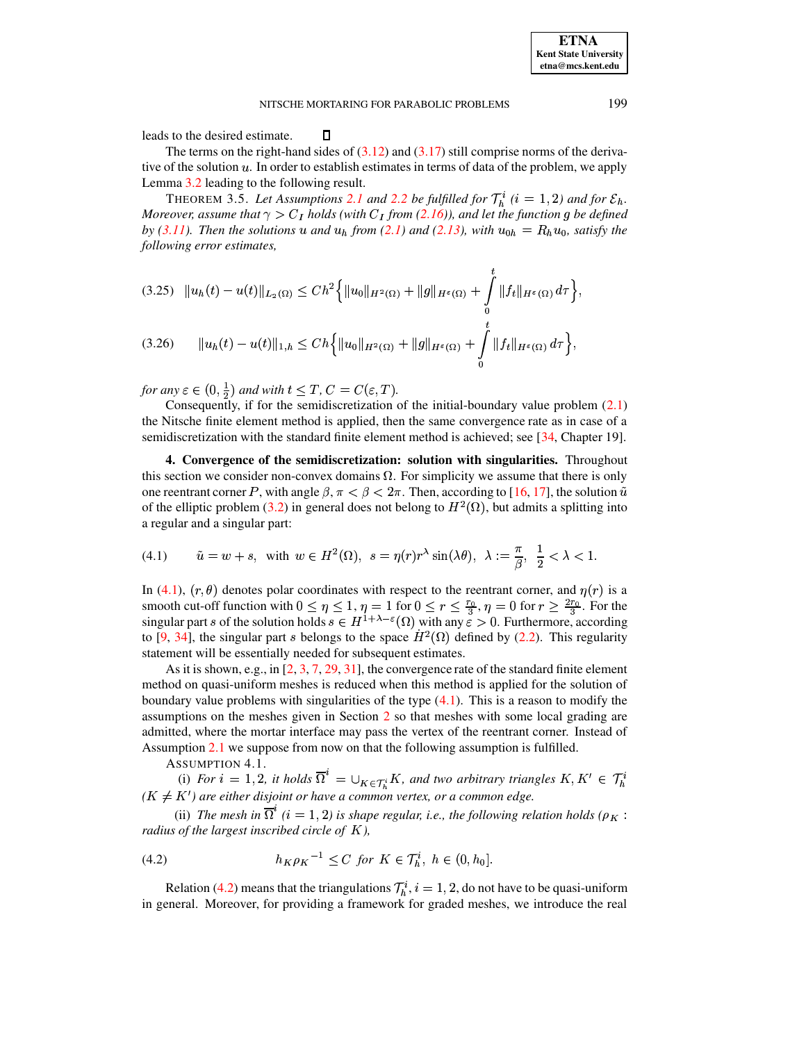leads to the desired estimate. ∎

The terms on the right-hand sides of (3.12) and (3.17) still comprise norms of the derivative of the solution $u$. In order to establish estimates in terms of data of the problem, we apply Lemma 3.2 leading to the following result.

THEOREM 3.5. *Let Assumptions 2.1 and 2.2 be fulfilled for $\mathcal{T}_h^i$ ($i = 1, 2$) and for $\mathcal{E}_h$. Moreover, assume that $\gamma > C_I$ holds (with $C_I$ from (2.16)), and let the function $g$ be defined by (3.11). Then the solutions $u$ and $u_h$ from (2.1) and (2.13), with $u_{0h} = R_h u_0$, satisfy the following error estimates,*

$$\|u_h(t) - u(t)\|_{L_2(\Omega)} \le Ch^2 \Big\{ \|u_0\|_{H^2(\Omega)} + \|g\|_{H^\varepsilon(\Omega)} + \int_0^t \|f_t\|_{H^\varepsilon(\Omega)}\, d\tau \Big\}, \tag{3.25}$$

$$\|u_h(t) - u(t)\|_{1,h} \le Ch \Big\{ \|u_0\|_{H^2(\Omega)} + \|g\|_{H^\varepsilon(\Omega)} + \int_0^t \|f_t\|_{H^\varepsilon(\Omega)}\, d\tau \Big\}, \tag{3.26}$$

*for any $\varepsilon \in (0, \frac{1}{2})$ and with $t \le T$, $C = C(\varepsilon, T)$.*

Consequently, if for the semidiscretization of the initial-boundary value problem (2.1) the Nitsche finite element method is applied, then the same convergence rate as in case of a semidiscretization with the standard finite element method is achieved; see [34, Chapter 19].

**4. Convergence of the semidiscretization: solution with singularities.** Throughout this section we consider non-convex domains $\Omega$. For simplicity we assume that there is only one reentrant corner $P$, with angle $\beta, \pi < \beta < 2\pi$. Then, according to [16, 17], the solution $\tilde{u}$ of the elliptic problem (3.2) in general does not belong to $H^2(\Omega)$, but admits a splitting into a regular and a singular part:

$$\tilde{u} = w + s, \;\text{ with }\; w \in H^2(\Omega),\;\; s = \eta(r) r^\lambda \sin(\lambda\theta),\;\; \lambda := \frac{\pi}{\beta},\;\; \frac{1}{2} < \lambda < 1. \tag{4.1}$$

In (4.1), $(r, \theta)$ denotes polar coordinates with respect to the reentrant corner, and $\eta(r)$ is a smooth cut-off function with $0 \le \eta \le 1$, $\eta = 1$ for $0 \le r \le \frac{r_0}{3}$, $\eta = 0$ for $r \ge \frac{2r_0}{3}$. For the singular part $s$ of the solution holds $s \in H^{1+\lambda-\varepsilon}(\Omega)$ with any $\varepsilon > 0$. Furthermore, according to [9, 34], the singular part $s$ belongs to the space $\dot{H}^2(\Omega)$ defined by (2.2). This regularity statement will be essentially needed for subsequent estimates.

As it is shown, e.g., in [2, 3, 7, 29, 31], the convergence rate of the standard finite element method on quasi-uniform meshes is reduced when this method is applied for the solution of boundary value problems with singularities of the type (4.1). This is a reason to modify the assumptions on the meshes given in Section 2 so that meshes with some local grading are admitted, where the mortar interface may pass the vertex of the reentrant corner. Instead of Assumption 2.1 we suppose from now on that the following assumption is fulfilled.

ASSUMPTION 4.1.

(i) *For $i = 1, 2$, it holds $\overline{\Omega}^i = \cup_{K \in \mathcal{T}_h^i} K$, and two arbitrary triangles $K, K' \in \mathcal{T}_h^i$ ($K \ne K'$) are either disjoint or have a common vertex, or a common edge.*

(ii) *The mesh in $\overline{\Omega}^i$ ($i = 1, 2$) is shape regular, i.e., the following relation holds ($\rho_K$ : radius of the largest inscribed circle of $K$),*

$$h_K {\rho_K}^{-1} \le C \;\; \text{for} \;\; K \in \mathcal{T}_h^i,\;\; h \in (0, h_0]. \tag{4.2}$$

Relation (4.2) means that the triangulations $\mathcal{T}_h^i$, $i = 1, 2$, do not have to be quasi-uniform in general. Moreover, for providing a framework for graded meshes, we introduce the real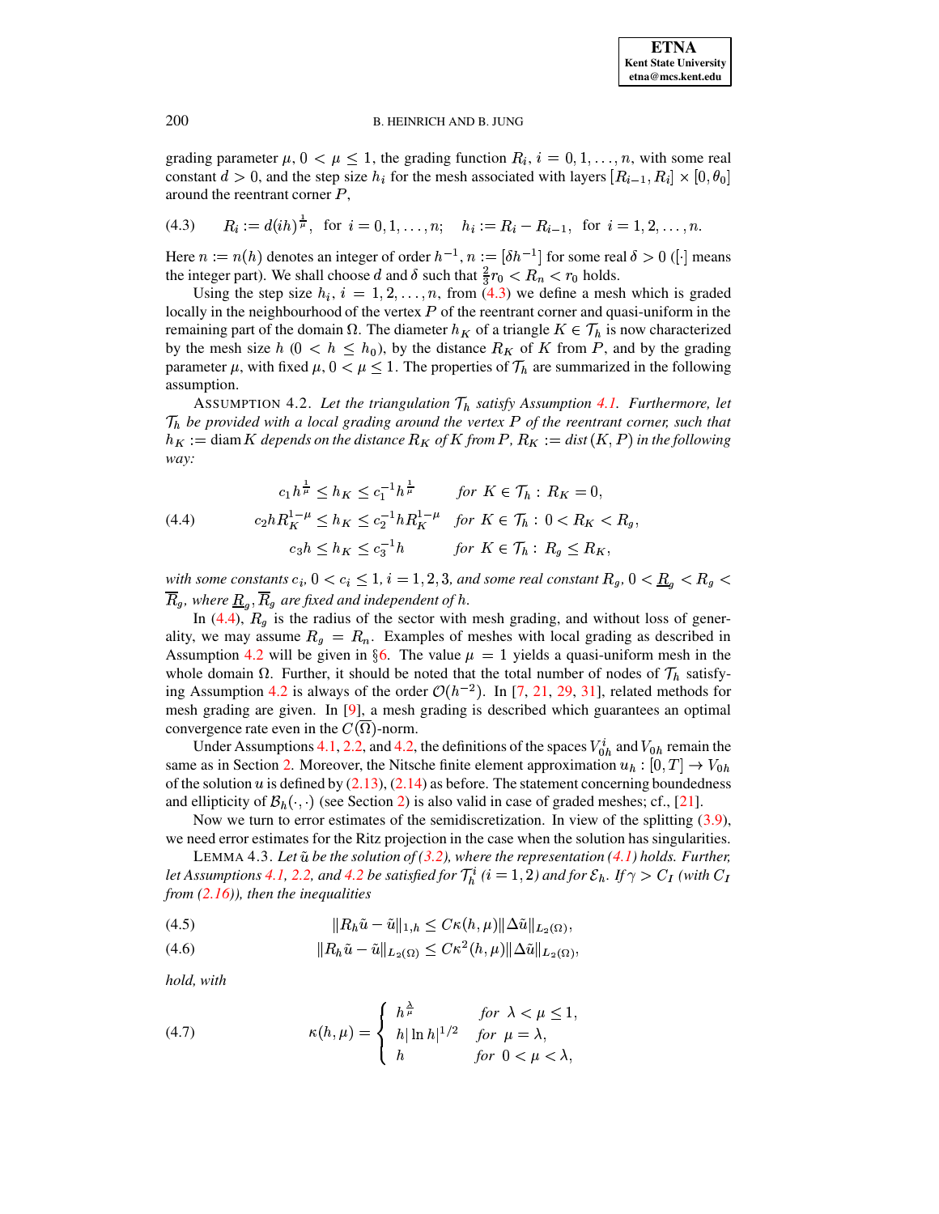grading parameter $\mu$, $0 < \mu \leq 1$, the grading function $R_i$, $i = 0, 1, \ldots, n$, with some real constant $d > 0$, and the step size $h_i$ for the mesh associated with layers $[R_{i-1}, R_i] \times [0, \theta_0]$ around the reentrant corner $P$,

$$R_i := d(ih)^{\frac{1}{\mu}}, \text{ for } i = 0, 1, \ldots, n; \quad h_i := R_i - R_{i-1}, \text{ for } i = 1, 2, \ldots, n. \tag{4.3}$$

Here $n := n(h)$ denotes an integer of order $h^{-1}$, $n := [\delta h^{-1}]$ for some real $\delta > 0$ ($[\cdot]$ means the integer part). We shall choose $d$ and $\delta$ such that $\frac{2}{3} r_0 < R_n < r_0$ holds.

Using the step size $h_i$, $i = 1, 2, \ldots, n$, from (4.3) we define a mesh which is graded locally in the neighbourhood of the vertex $P$ of the reentrant corner and quasi-uniform in the remaining part of the domain $\Omega$. The diameter $h_K$ of a triangle $K \in \mathcal{T}_h$ is now characterized by the mesh size $h$ ($0 < h \leq h_0$), by the distance $R_K$ of $K$ from $P$, and by the grading parameter $\mu$, with fixed $\mu$, $0 < \mu \leq 1$. The properties of $\mathcal{T}_h$ are summarized in the following assumption.

ASSUMPTION 4.2. *Let the triangulation $\mathcal{T}_h$ satisfy Assumption 4.1. Furthermore, let $\mathcal{T}_h$ be provided with a local grading around the vertex $P$ of the reentrant corner, such that $h_K := \operatorname{diam} K$ depends on the distance $R_K$ of $K$ from $P$, $R_K := dist\,(K, P)$ in the following way:*

$$\begin{aligned}
c_1 h^{\frac{1}{\mu}} &\leq h_K \leq c_1^{-1} h^{\frac{1}{\mu}} && \text{for } K \in \mathcal{T}_h : R_K = 0, \\
c_2 h R_K^{1-\mu} &\leq h_K \leq c_2^{-1} h R_K^{1-\mu} && \text{for } K \in \mathcal{T}_h : 0 < R_K < R_g, \\
c_3 h &\leq h_K \leq c_3^{-1} h && \text{for } K \in \mathcal{T}_h : R_g \leq R_K,
\end{aligned} \tag{4.4}$$

*with some constants $c_i$, $0 < c_i \leq 1$, $i = 1, 2, 3$, and some real constant $R_g$, $0 < \underline{R}_g < R_g < \overline{R}_g$, where $\underline{R}_g, \overline{R}_g$ are fixed and independent of $h$.*

In (4.4), $R_g$ is the radius of the sector with mesh grading, and without loss of generality, we may assume $R_g = R_n$. Examples of meshes with local grading as described in Assumption 4.2 will be given in §6. The value $\mu = 1$ yields a quasi-uniform mesh in the whole domain $\Omega$. Further, it should be noted that the total number of nodes of $\mathcal{T}_h$ satisfying Assumption 4.2 is always of the order $\mathcal{O}(h^{-2})$. In [7, 21, 29, 31], related methods for mesh grading are given. In [9], a mesh grading is described which guarantees an optimal convergence rate even in the $C(\overline{\Omega})$-norm.

Under Assumptions 4.1, 2.2, and 4.2, the definitions of the spaces $V_{0h}^i$ and $V_{0h}$ remain the same as in Section 2. Moreover, the Nitsche finite element approximation $u_h : [0, T] \to V_{0h}$ of the solution $u$ is defined by (2.13), (2.14) as before. The statement concerning boundedness and ellipticity of $\mathcal{B}_h(\cdot, \cdot)$ (see Section 2) is also valid in case of graded meshes; cf., [21].

Now we turn to error estimates of the semidiscretization. In view of the splitting (3.9), we need error estimates for the Ritz projection in the case when the solution has singularities.

LEMMA 4.3. *Let $\tilde{u}$ be the solution of (3.2), where the representation (4.1) holds. Further, let Assumptions 4.1, 2.2, and 4.2 be satisfied for $\mathcal{T}_h^i$ ($i = 1, 2$) and for $\mathcal{E}_h$. If $\gamma > C_I$ (with $C_I$ from (2.16)), then the inequalities*

$$\|R_h \tilde{u} - \tilde{u}\|_{1,h} \leq C\kappa(h, \mu) \|\Delta \tilde{u}\|_{L_2(\Omega)}, \tag{4.5}$$

$$\|R_h \tilde{u} - \tilde{u}\|_{L_2(\Omega)} \leq C\kappa^2(h, \mu) \|\Delta \tilde{u}\|_{L_2(\Omega)}, \tag{4.6}$$

*hold, with*

$$\kappa(h, \mu) = \begin{cases} h^{\frac{\lambda}{\mu}} & \text{for } \lambda < \mu \leq 1, \\ h |\ln h|^{1/2} & \text{for } \mu = \lambda, \\ h & \text{for } 0 < \mu < \lambda, \end{cases} \tag{4.7}$$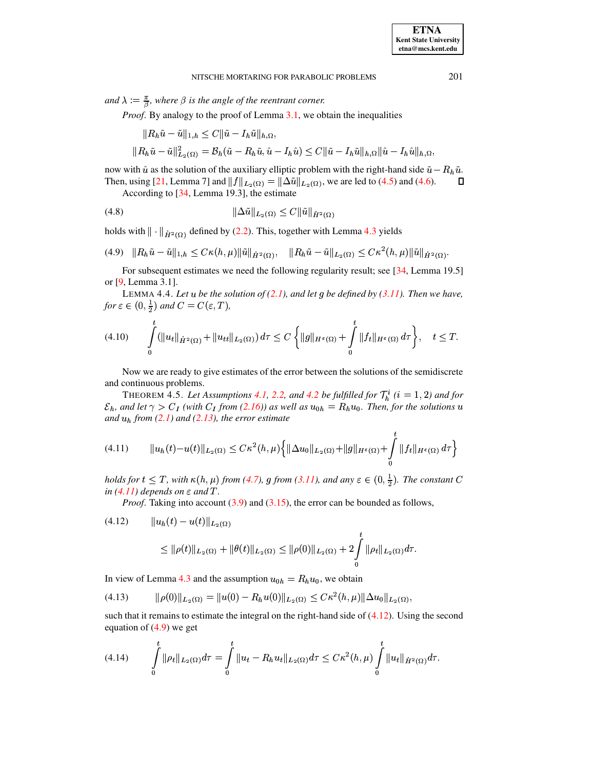*and* $\lambda := \frac{\pi}{\beta}$, *where* $\beta$ *is the angle of the reentrant corner.*

*Proof.* By analogy to the proof of Lemma 3.1, we obtain the inequalities

$$\|R_h\tilde{u} - \tilde{u}\|_{1,h} \le C\|\tilde{u} - I_h\tilde{u}\|_{h,\Omega},$$

$$\|R_h\tilde{u} - \tilde{u}\|^2_{L_2(\Omega)} = \mathcal{B}_h(\tilde{u} - R_h\tilde{u}, \hat{u} - I_h\hat{u}) \le C\|\tilde{u} - I_h\tilde{u}\|_{h,\Omega}\|\hat{u} - I_h\hat{u}\|_{h,\Omega},$$

now with $\hat{u}$ as the solution of the auxiliary elliptic problem with the right-hand side $\tilde{u} - R_h\tilde{u}$. Then, using [21, Lemma 7] and $\|f\|_{L_2(\Omega)} = \|\Delta\tilde{u}\|_{L_2(\Omega)}$, we are led to (4.5) and (4.6). □

According to [34, Lemma 19.3], the estimate

$$\|\Delta\tilde{u}\|_{L_2(\Omega)} \le C\|\tilde{u}\|_{\dot{H}^2(\Omega)} \tag{4.8}$$

holds with $\|\cdot\|_{\dot{H}^2(\Omega)}$ defined by (2.2). This, together with Lemma 4.3 yields

$$\|R_h\tilde{u} - \tilde{u}\|_{1,h} \le C\kappa(h,\mu)\|\tilde{u}\|_{\dot{H}^2(\Omega)}, \quad \|R_h\tilde{u} - \tilde{u}\|_{L_2(\Omega)} \le C\kappa^2(h,\mu)\|\tilde{u}\|_{\dot{H}^2(\Omega)}. \tag{4.9}$$

For subsequent estimates we need the following regularity result; see [34, Lemma 19.5] or [9, Lemma 3.1].

LEMMA 4.4. *Let $u$ be the solution of (2.1), and let $g$ be defined by (3.11). Then we have, for $\varepsilon \in (0, \frac{1}{2})$ and $C = C(\varepsilon, T)$,*

$$\int_0^t \left(\|u_t\|_{\dot{H}^2(\Omega)} + \|u_{tt}\|_{L_2(\Omega)}\right) d\tau \le C\left\{\|g\|_{H^\varepsilon(\Omega)} + \int_0^t \|f_t\|_{H^\varepsilon(\Omega)}\, d\tau\right\}, \quad t \le T. \tag{4.10}$$

Now we are ready to give estimates of the error between the solutions of the semidiscrete and continuous problems.

THEOREM 4.5. *Let Assumptions 4.1, 2.2, and 4.2 be fulfilled for $\mathcal{T}_h^i$ $(i = 1, 2)$ and for $\mathcal{E}_h$, and let $\gamma > C_I$ (with $C_I$ from (2.16)) as well as $u_{0h} = R_h u_0$. Then, for the solutions $u$ and $u_h$ from (2.1) and (2.13), the error estimate*

$$\|u_h(t) - u(t)\|_{L_2(\Omega)} \le C\kappa^2(h,\mu)\left\{\|\Delta u_0\|_{L_2(\Omega)} + \|g\|_{H^\varepsilon(\Omega)} + \int_0^t \|f_t\|_{H^\varepsilon(\Omega)}\, d\tau\right\} \tag{4.11}$$

*holds for $t \le T$, with $\kappa(h,\mu)$ from (4.7), $g$ from (3.11), and any $\varepsilon \in (0, \frac{1}{2})$. The constant $C$ in (4.11) depends on $\varepsilon$ and $T$.*

*Proof.* Taking into account (3.9) and (3.15), the error can be bounded as follows,

$$\begin{aligned} &\|u_h(t) - u(t)\|_{L_2(\Omega)} \\ &\qquad \le \|\rho(t)\|_{L_2(\Omega)} + \|\theta(t)\|_{L_2(\Omega)} \le \|\rho(0)\|_{L_2(\Omega)} + 2\int_0^t \|\rho_t\|_{L_2(\Omega)} d\tau. \end{aligned} \tag{4.12}$$

In view of Lemma 4.3 and the assumption $u_{0h} = R_h u_0$, we obtain

$$\|\rho(0)\|_{L_2(\Omega)} = \|u(0) - R_h u(0)\|_{L_2(\Omega)} \le C\kappa^2(h,\mu)\|\Delta u_0\|_{L_2(\Omega)}, \tag{4.13}$$

such that it remains to estimate the integral on the right-hand side of (4.12). Using the second equation of (4.9) we get

$$\int_0^t \|\rho_t\|_{L_2(\Omega)} d\tau = \int_0^t \|u_t - R_h u_t\|_{L_2(\Omega)} d\tau \le C\kappa^2(h,\mu)\int_0^t \|u_t\|_{\dot{H}^2(\Omega)} d\tau. \tag{4.14}$$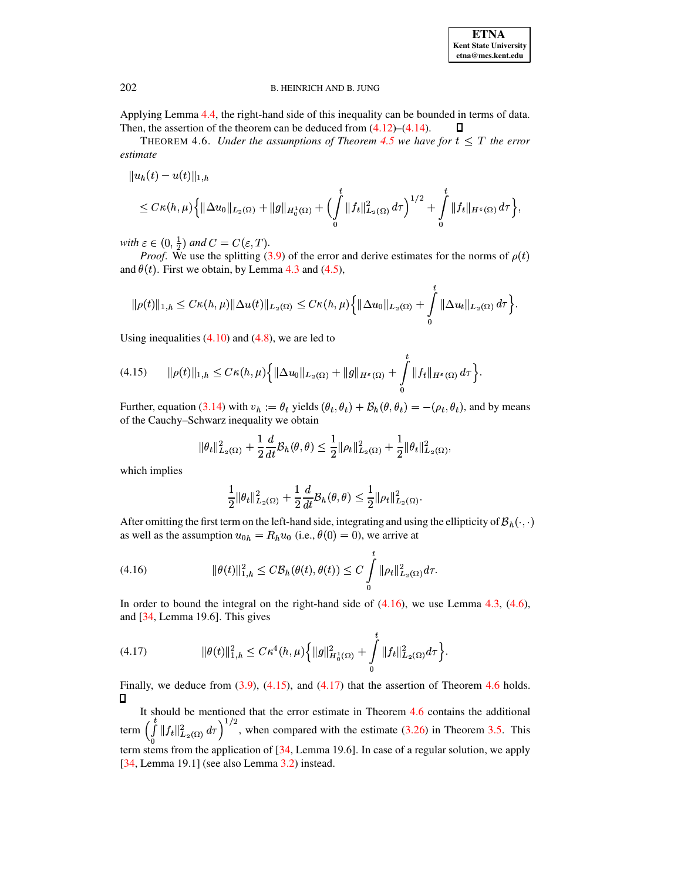Applying Lemma 4.4, the right-hand side of this inequality can be bounded in terms of data. Then, the assertion of the theorem can be deduced from (4.12)–(4.14). ◻

THEOREM 4.6. *Under the assumptions of Theorem 4.5 we have for $t \le T$ the error estimate*

$$
\begin{aligned}
&\|u_h(t) - u(t)\|_{1,h} \\
&\le C\kappa(h,\mu)\Big\{ \|\Delta u_0\|_{L_2(\Omega)} + \|g\|_{H_0^1(\Omega)} + \Big( \int_0^t \|f_t\|^2_{L_2(\Omega)}\, d\tau \Big)^{1/2} + \int_0^t \|f_t\|_{H^\varepsilon(\Omega)}\, d\tau \Big\},
\end{aligned}
$$

*with $\varepsilon \in (0, \frac{1}{2})$ and $C = C(\varepsilon, T)$.*

*Proof.* We use the splitting (3.9) of the error and derive estimates for the norms of $\rho(t)$ and $\theta(t)$. First we obtain, by Lemma 4.3 and (4.5),

$$
\|\rho(t)\|_{1,h} \le C\kappa(h,\mu)\|\Delta u(t)\|_{L_2(\Omega)} \le C\kappa(h,\mu)\Big\{ \|\Delta u_0\|_{L_2(\Omega)} + \int_0^t \|\Delta u_t\|_{L_2(\Omega)}\, d\tau \Big\}.
$$

Using inequalities (4.10) and (4.8), we are led to

$$
\|\rho(t)\|_{1,h} \le C\kappa(h,\mu)\Big\{ \|\Delta u_0\|_{L_2(\Omega)} + \|g\|_{H^\varepsilon(\Omega)} + \int_0^t \|f_t\|_{H^\varepsilon(\Omega)}\, d\tau \Big\}. \tag{4.15}
$$

Further, equation (3.14) with $v_h := \theta_t$ yields $(\theta_t, \theta_t) + \mathcal{B}_h(\theta, \theta_t) = -(\rho_t, \theta_t)$, and by means of the Cauchy–Schwarz inequality we obtain

$$
\|\theta_t\|^2_{L_2(\Omega)} + \frac{1}{2}\frac{d}{dt}\mathcal{B}_h(\theta,\theta) \le \frac{1}{2}\|\rho_t\|^2_{L_2(\Omega)} + \frac{1}{2}\|\theta_t\|^2_{L_2(\Omega)},
$$

which implies

$$
\frac{1}{2}\|\theta_t\|^2_{L_2(\Omega)} + \frac{1}{2}\frac{d}{dt}\mathcal{B}_h(\theta,\theta) \le \frac{1}{2}\|\rho_t\|^2_{L_2(\Omega)}.
$$

After omitting the first term on the left-hand side, integrating and using the ellipticity of $\mathcal{B}_h(\cdot,\cdot)$ as well as the assumption $u_{0h} = R_h u_0$ (i.e., $\theta(0) = 0$), we arrive at

$$
\|\theta(t)\|^2_{1,h} \le C\mathcal{B}_h(\theta(t), \theta(t)) \le C \int_0^t \|\rho_t\|^2_{L_2(\Omega)} d\tau. \tag{4.16}
$$

In order to bound the integral on the right-hand side of (4.16), we use Lemma 4.3, (4.6), and [34, Lemma 19.6]. This gives

$$
\|\theta(t)\|^2_{1,h} \le C\kappa^4(h,\mu)\Big\{ \|g\|^2_{H_0^1(\Omega)} + \int_0^t \|f_t\|^2_{L_2(\Omega)} d\tau \Big\}. \tag{4.17}
$$

Finally, we deduce from (3.9), (4.15), and (4.17) that the assertion of Theorem 4.6 holds. ◻

It should be mentioned that the error estimate in Theorem 4.6 contains the additional term $\Big( \int_0^t \|f_t\|^2_{L_2(\Omega)}\, d\tau \Big)^{1/2}$, when compared with the estimate (3.26) in Theorem 3.5. This term stems from the application of [34, Lemma 19.6]. In case of a regular solution, we apply [34, Lemma 19.1] (see also Lemma 3.2) instead.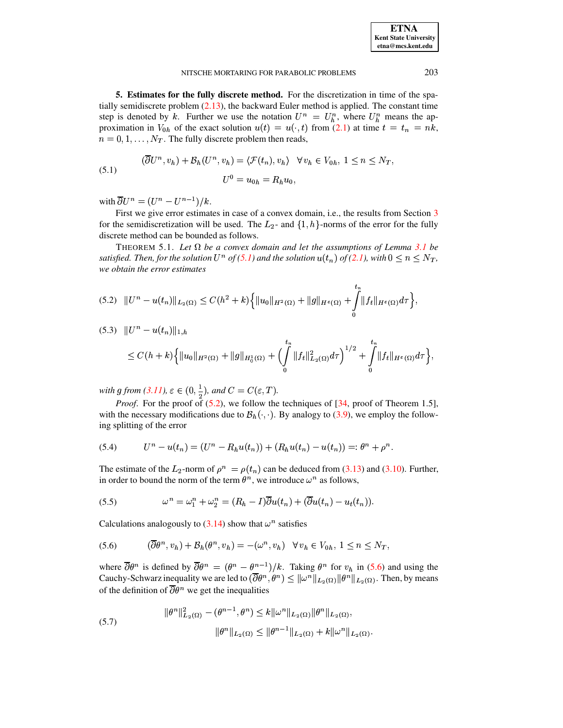**5. Estimates for the fully discrete method.** For the discretization in time of the spatially semidiscrete problem (2.13), the backward Euler method is applied. The constant time step is denoted by $k$. Further we use the notation $U^n = U_h^n$, where $U_h^n$ means the approximation in $V_{0h}$ of the exact solution $u(t) = u(\cdot, t)$ from (2.1) at time $t = t_n = nk$, $n = 0, 1, \ldots, N_T$. The fully discrete problem then reads,

$$
(5.1) \qquad \begin{aligned} (\overline{\partial} U^n, v_h) + \mathcal{B}_h(U^n, v_h) &= \langle \mathcal{F}(t_n), v_h \rangle \quad \forall v_h \in V_{0h},\ 1 \le n \le N_T, \\ U^0 &= u_{0h} = R_h u_0, \end{aligned}
$$

with $\overline{\partial} U^n = (U^n - U^{n-1})/k$.

First we give error estimates in case of a convex domain, i.e., the results from Section 3 for the semidiscretization will be used. The $L_2$- and $\{1,h\}$-norms of the error for the fully discrete method can be bounded as follows.

THEOREM 5.1. *Let $\Omega$ be a convex domain and let the assumptions of Lemma 3.1 be satisfied. Then, for the solution $U^n$ of (5.1) and the solution $u(t_n)$ of (2.1), with $0 \le n \le N_T$, we obtain the error estimates*

$$
(5.2) \quad \|U^n - u(t_n)\|_{L_2(\Omega)} \le C(h^2 + k)\Big\{ \|u_0\|_{H^2(\Omega)} + \|g\|_{H^\varepsilon(\Omega)} + \int_0^{t_n} \|f_t\|_{H^\varepsilon(\Omega)} d\tau \Big\},
$$

$$
(5.3) \quad \|U^n - u(t_n)\|_{1,h} \le C(h + k)\Big\{ \|u_0\|_{H^2(\Omega)} + \|g\|_{H_0^1(\Omega)} + \Big( \int_0^{t_n} \|f_t\|^2_{L_2(\Omega)} d\tau \Big)^{1/2} + \int_0^{t_n} \|f_t\|_{H^\varepsilon(\Omega)} d\tau \Big\},
$$

*with $g$ from (3.11), $\varepsilon \in (0, \frac{1}{2})$, and $C = C(\varepsilon, T)$.*

*Proof.* For the proof of (5.2), we follow the techniques of [34, proof of Theorem 1.5], with the necessary modifications due to $\mathcal{B}_h(\cdot,\cdot)$. By analogy to (3.9), we employ the following splitting of the error

$$
(5.4) \qquad U^n - u(t_n) = (U^n - R_h u(t_n)) + (R_h u(t_n) - u(t_n)) =: \theta^n + \rho^n.
$$

The estimate of the $L_2$-norm of $\rho^n = \rho(t_n)$ can be deduced from (3.13) and (3.10). Further, in order to bound the norm of the term $\theta^n$, we introduce $\omega^n$ as follows,

$$
(5.5) \qquad \omega^n = \omega_1^n + \omega_2^n = (R_h - I)\overline{\partial} u(t_n) + (\overline{\partial} u(t_n) - u_t(t_n)).
$$

Calculations analogously to (3.14) show that $\omega^n$ satisfies

$$
(5.6) \qquad (\overline{\partial}\theta^n, v_h) + \mathcal{B}_h(\theta^n, v_h) = -(\omega^n, v_h) \quad \forall v_h \in V_{0h},\ 1 \le n \le N_T,
$$

where $\overline{\partial}\theta^n$ is defined by $\overline{\partial}\theta^n = (\theta^n - \theta^{n-1})/k$. Taking $\theta^n$ for $v_h$ in (5.6) and using the Cauchy-Schwarz inequality we are led to $(\overline{\partial}\theta^n, \theta^n) \le \|\omega^n\|_{L_2(\Omega)} \|\theta^n\|_{L_2(\Omega)}$. Then, by means of the definition of $\overline{\partial}\theta^n$ we get the inequalities

$$
(5.7) \qquad \begin{aligned} \|\theta^n\|^2_{L_2(\Omega)} - (\theta^{n-1}, \theta^n) &\le k \|\omega^n\|_{L_2(\Omega)} \|\theta^n\|_{L_2(\Omega)}, \\ \|\theta^n\|_{L_2(\Omega)} &\le \|\theta^{n-1}\|_{L_2(\Omega)} + k \|\omega^n\|_{L_2(\Omega)}. \end{aligned}
$$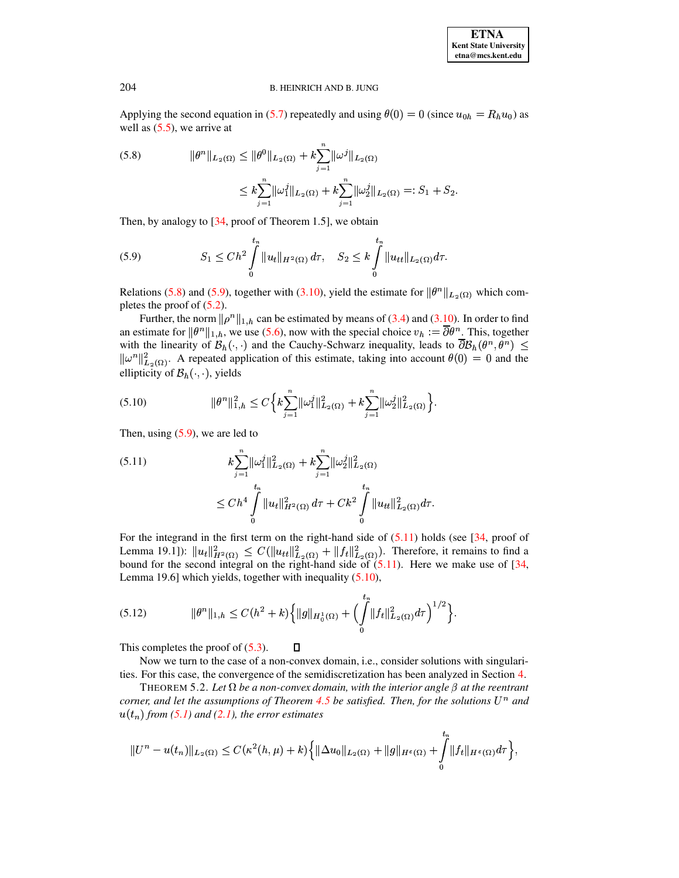Applying the second equation in (5.7) repeatedly and using $\theta(0) = 0$ (since $u_{0h} = R_h u_0$) as well as (5.5), we arrive at

$$
\begin{aligned}
\text{(5.8)} \qquad \|\theta^n\|_{L_2(\Omega)} &\leq \|\theta^0\|_{L_2(\Omega)} + k\sum_{j=1}^{n} \|\omega^j\|_{L_2(\Omega)} \\
&\leq k\sum_{j=1}^{n} \|\omega_1^j\|_{L_2(\Omega)} + k\sum_{j=1}^{n} \|\omega_2^j\|_{L_2(\Omega)} =: S_1 + S_2.
\end{aligned}
$$

Then, by analogy to [34, proof of Theorem 1.5], we obtain

$$
\text{(5.9)} \qquad S_1 \leq Ch^2 \int_0^{t_n} \|u_t\|_{H^2(\Omega)}\, d\tau, \quad S_2 \leq k \int_0^{t_n} \|u_{tt}\|_{L_2(\Omega)} d\tau.
$$

Relations (5.8) and (5.9), together with (3.10), yield the estimate for $\|\theta^n\|_{L_2(\Omega)}$ which completes the proof of (5.2).

Further, the norm $\|\rho^n\|_{1,h}$ can be estimated by means of (3.4) and (3.10). In order to find an estimate for $\|\theta^n\|_{1,h}$, we use (5.6), now with the special choice $v_h := \overline{\partial}\theta^n$. This, together with the linearity of $\mathcal{B}_h(\cdot,\cdot)$ and the Cauchy-Schwarz inequality, leads to $\overline{\partial}\mathcal{B}_h(\theta^n, \theta^n) \leq \|\omega^n\|^2_{L_2(\Omega)}$. A repeated application of this estimate, taking into account $\theta(0) = 0$ and the ellipticity of $\mathcal{B}_h(\cdot,\cdot)$, yields

$$
\text{(5.10)} \qquad \|\theta^n\|^2_{1,h} \leq C\Big\{ k\sum_{j=1}^{n} \|\omega_1^j\|^2_{L_2(\Omega)} + k\sum_{j=1}^{n} \|\omega_2^j\|^2_{L_2(\Omega)} \Big\}.
$$

Then, using (5.9), we are led to

$$
\begin{aligned}
\text{(5.11)} \qquad & k\sum_{j=1}^{n} \|\omega_1^j\|^2_{L_2(\Omega)} + k\sum_{j=1}^{n} \|\omega_2^j\|^2_{L_2(\Omega)} \\
&\leq Ch^4 \int_0^{t_n} \|u_t\|^2_{H^2(\Omega)}\, d\tau + Ck^2 \int_0^{t_n} \|u_{tt}\|^2_{L_2(\Omega)} d\tau.
\end{aligned}
$$

For the integrand in the first term on the right-hand side of (5.11) holds (see [34, proof of Lemma 19.1]): $\|u_t\|^2_{H^2(\Omega)} \leq C(\|u_{tt}\|^2_{L_2(\Omega)} + \|f_t\|^2_{L_2(\Omega)})$. Therefore, it remains to find a bound for the second integral on the right-hand side of (5.11). Here we make use of [34, Lemma 19.6] which yields, together with inequality (5.10),

$$
\text{(5.12)} \qquad \|\theta^n\|_{1,h} \leq C(h^2 + k)\Big\{ \|g\|_{H_0^1(\Omega)} + \Big( \int_0^{t_n} \|f_t\|^2_{L_2(\Omega)} d\tau \Big)^{1/2} \Big\}.
$$

This completes the proof of (5.3). $\square$

Now we turn to the case of a non-convex domain, i.e., consider solutions with singularities. For this case, the convergence of the semidiscretization has been analyzed in Section 4.

THEOREM 5.2. *Let $\Omega$ be a non-convex domain, with the interior angle $\beta$ at the reentrant corner, and let the assumptions of Theorem 4.5 be satisfied. Then, for the solutions $U^n$ and $u(t_n)$ from (5.1) and (2.1), the error estimates*

$$
\|U^n - u(t_n)\|_{L_2(\Omega)} \leq C(\kappa^2(h,\mu) + k)\Big\{ \|\Delta u_0\|_{L_2(\Omega)} + \|g\|_{H^\varepsilon(\Omega)} + \int_0^{t_n} \|f_t\|_{H^\varepsilon(\Omega)} d\tau \Big\},
$$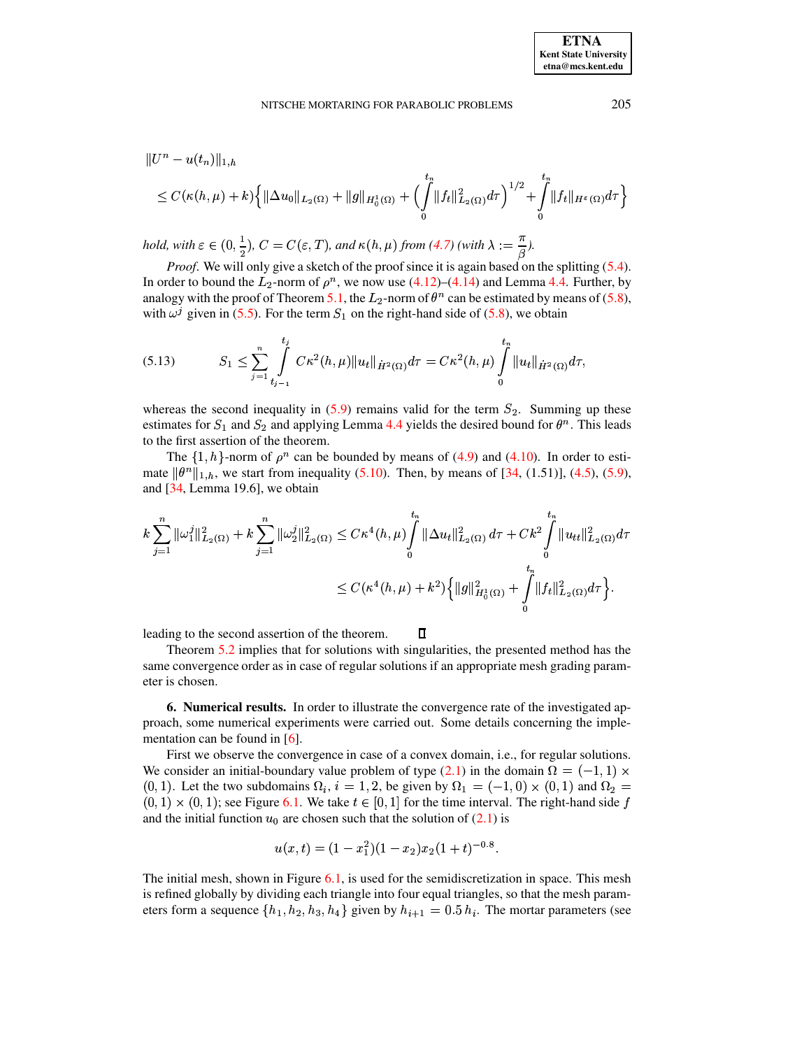$$
\begin{aligned}
&\|U^n - u(t_n)\|_{1,h} \\
&\leq C(\kappa(h,\mu) + k)\Big\{ \|\Delta u_0\|_{L_2(\Omega)} + \|g\|_{H_0^1(\Omega)} + \Big( \int_0^{t_n} \|f_t\|_{L_2(\Omega)}^2 d\tau \Big)^{1/2} + \int_0^{t_n} \|f_t\|_{H^\varepsilon(\Omega)} d\tau \Big\}
\end{aligned}
$$

*hold, with* $\varepsilon \in (0, \frac{1}{2})$, $C = C(\varepsilon, T)$, *and* $\kappa(h,\mu)$ *from (4.7) (with* $\lambda := \frac{\pi}{\beta}$*).*

*Proof.* We will only give a sketch of the proof since it is again based on the splitting (5.4). In order to bound the $L_2$-norm of $\rho^n$, we now use (4.12)–(4.14) and Lemma 4.4. Further, by analogy with the proof of Theorem 5.1, the $L_2$-norm of $\theta^n$ can be estimated by means of (5.8), with $\omega^j$ given in (5.5). For the term $S_1$ on the right-hand side of (5.8), we obtain

$$
S_1 \leq \sum_{j=1}^{n} \int_{t_{j-1}}^{t_j} C\kappa^2(h,\mu) \|u_t\|_{\dot{H}^2(\Omega)} d\tau = C\kappa^2(h,\mu) \int_0^{t_n} \|u_t\|_{\dot{H}^2(\Omega)} d\tau, \tag{5.13}
$$

whereas the second inequality in (5.9) remains valid for the term $S_2$. Summing up these estimates for $S_1$ and $S_2$ and applying Lemma 4.4 yields the desired bound for $\theta^n$. This leads to the first assertion of the theorem.

The $\{1, h\}$-norm of $\rho^n$ can be bounded by means of (4.9) and (4.10). In order to estimate $\|\theta^n\|_{1,h}$, we start from inequality (5.10). Then, by means of [34, (1.51)], (4.5), (5.9), and [34, Lemma 19.6], we obtain

$$
\begin{aligned}
k\sum_{j=1}^{n} \|\omega_1^j\|_{L_2(\Omega)}^2 + k\sum_{j=1}^{n} \|\omega_2^j\|_{L_2(\Omega)}^2 &\leq C\kappa^4(h,\mu) \int_0^{t_n} \|\Delta u_t\|_{L_2(\Omega)}^2 d\tau + Ck^2 \int_0^{t_n} \|u_{tt}\|_{L_2(\Omega)}^2 d\tau \\
&\leq C(\kappa^4(h,\mu) + k^2)\Big\{ \|g\|_{H_0^1(\Omega)}^2 + \int_0^{t_n} \|f_t\|_{L_2(\Omega)}^2 d\tau \Big\}.
\end{aligned}
$$

leading to the second assertion of the theorem. ∎

Theorem 5.2 implies that for solutions with singularities, the presented method has the same convergence order as in case of regular solutions if an appropriate mesh grading parameter is chosen.

**6. Numerical results.** In order to illustrate the convergence rate of the investigated approach, some numerical experiments were carried out. Some details concerning the implementation can be found in [6].

First we observe the convergence in case of a convex domain, i.e., for regular solutions. We consider an initial-boundary value problem of type (2.1) in the domain $\Omega = (-1, 1) \times (0, 1)$. Let the two subdomains $\Omega_i$, $i = 1, 2$, be given by $\Omega_1 = (-1, 0) \times (0, 1)$ and $\Omega_2 = (0, 1) \times (0, 1)$; see Figure 6.1. We take $t \in [0, 1]$ for the time interval. The right-hand side $f$ and the initial function $u_0$ are chosen such that the solution of (2.1) is

$$
u(x,t) = (1 - x_1^2)(1 - x_2)x_2(1 + t)^{-0.8}.
$$

The initial mesh, shown in Figure 6.1, is used for the semidiscretization in space. This mesh is refined globally by dividing each triangle into four equal triangles, so that the mesh parameters form a sequence $\{h_1, h_2, h_3, h_4\}$ given by $h_{i+1} = 0.5\, h_i$. The mortar parameters (see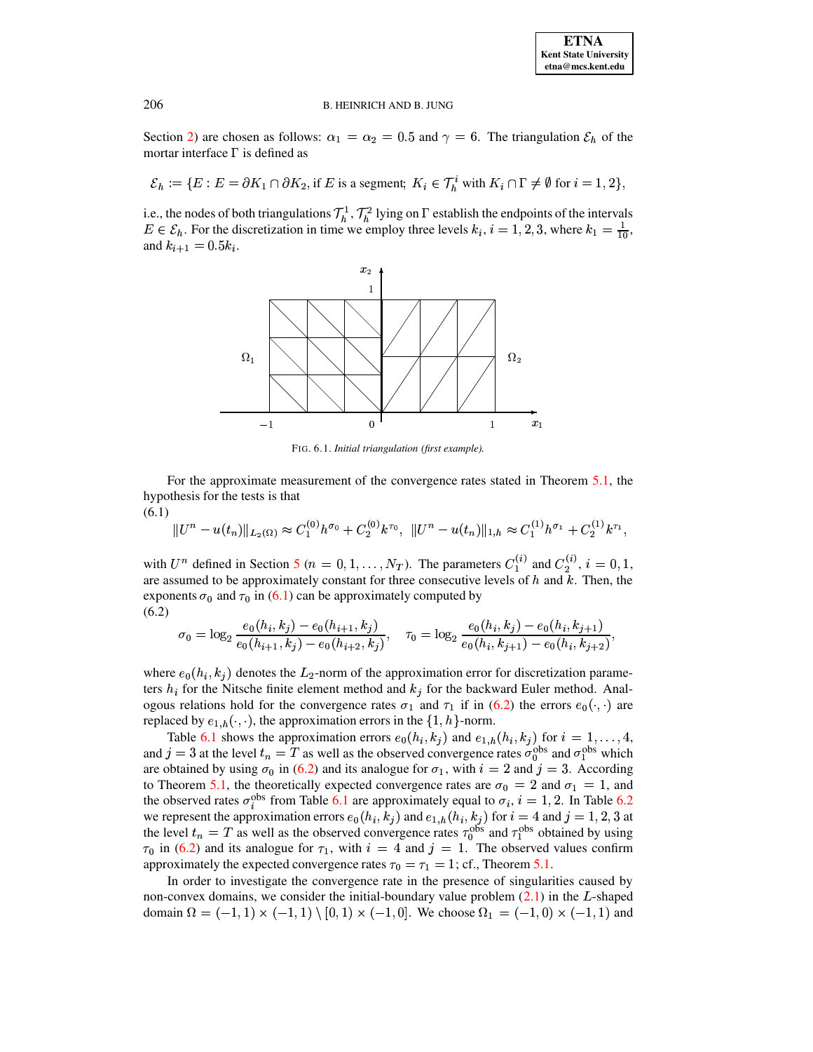Section 2) are chosen as follows: $\alpha_1 = \alpha_2 = 0.5$ and $\gamma = 6$. The triangulation $\mathcal{E}_h$ of the mortar interface $\Gamma$ is defined as

$$\mathcal{E}_h := \{E : E = \partial K_1 \cap \partial K_2, \text{if } E \text{ is a segment; } K_i \in \mathcal{T}_h^i \text{ with } K_i \cap \Gamma \neq \emptyset \text{ for } i = 1, 2\},$$

i.e., the nodes of both triangulations $\mathcal{T}_h^1, \mathcal{T}_h^2$ lying on $\Gamma$ establish the endpoints of the intervals $E \in \mathcal{E}_h$. For the discretization in time we employ three levels $k_i$, $i = 1, 2, 3$, where $k_1 = \frac{1}{10}$, and $k_{i+1} = 0.5 k_i$.

FIG. 6.1. *Initial triangulation (first example).*

For the approximate measurement of the convergence rates stated in Theorem 5.1, the hypothesis for the tests is that

$$\|U^n - u(t_n)\|_{L_2(\Omega)} \approx C_1^{(0)} h^{\sigma_0} + C_2^{(0)} k^{\tau_0}, \quad \|U^n - u(t_n)\|_{1,h} \approx C_1^{(1)} h^{\sigma_1} + C_2^{(1)} k^{\tau_1}, \tag{6.1}$$

with $U^n$ defined in Section 5 ($n = 0, 1, \ldots, N_T$). The parameters $C_1^{(i)}$ and $C_2^{(i)}$, $i = 0, 1$, are assumed to be approximately constant for three consecutive levels of $h$ and $k$. Then, the exponents $\sigma_0$ and $\tau_0$ in (6.1) can be approximately computed by

$$\sigma_0 = \log_2 \frac{e_0(h_i, k_j) - e_0(h_{i+1}, k_j)}{e_0(h_{i+1}, k_j) - e_0(h_{i+2}, k_j)}, \quad \tau_0 = \log_2 \frac{e_0(h_i, k_j) - e_0(h_i, k_{j+1})}{e_0(h_i, k_{j+1}) - e_0(h_i, k_{j+2})}, \tag{6.2}$$

where $e_0(h_i, k_j)$ denotes the $L_2$-norm of the approximation error for discretization parameters $h_i$ for the Nitsche finite element method and $k_j$ for the backward Euler method. Analogous relations hold for the convergence rates $\sigma_1$ and $\tau_1$ if in (6.2) the errors $e_0(\cdot, \cdot)$ are replaced by $e_{1,h}(\cdot, \cdot)$, the approximation errors in the $\{1, h\}$-norm.

Table 6.1 shows the approximation errors $e_0(h_i, k_j)$ and $e_{1,h}(h_i, k_j)$ for $i = 1, \ldots, 4$, and $j = 3$ at the level $t_n = T$ as well as the observed convergence rates $\sigma_0^{\text{obs}}$ and $\sigma_1^{\text{obs}}$ which are obtained by using $\sigma_0$ in (6.2) and its analogue for $\sigma_1$, with $i = 2$ and $j = 3$. According to Theorem 5.1, the theoretically expected convergence rates are $\sigma_0 = 2$ and $\sigma_1 = 1$, and the observed rates $\sigma_i^{\text{obs}}$ from Table 6.1 are approximately equal to $\sigma_i$, $i = 1, 2$. In Table 6.2 we represent the approximation errors $e_0(h_i, k_j)$ and $e_{1,h}(h_i, k_j)$ for $i = 4$ and $j = 1, 2, 3$ at the level $t_n = T$ as well as the observed convergence rates $\tau_0^{\text{obs}}$ and $\tau_1^{\text{obs}}$ obtained by using $\tau_0$ in (6.2) and its analogue for $\tau_1$, with $i = 4$ and $j = 1$. The observed values confirm approximately the expected convergence rates $\tau_0 = \tau_1 = 1$; cf., Theorem 5.1.

In order to investigate the convergence rate in the presence of singularities caused by non-convex domains, we consider the initial-boundary value problem (2.1) in the $L$-shaped domain $\Omega = (-1, 1) \times (-1, 1) \setminus [0, 1) \times (-1, 0]$. We choose $\Omega_1 = (-1, 0) \times (-1, 1)$ and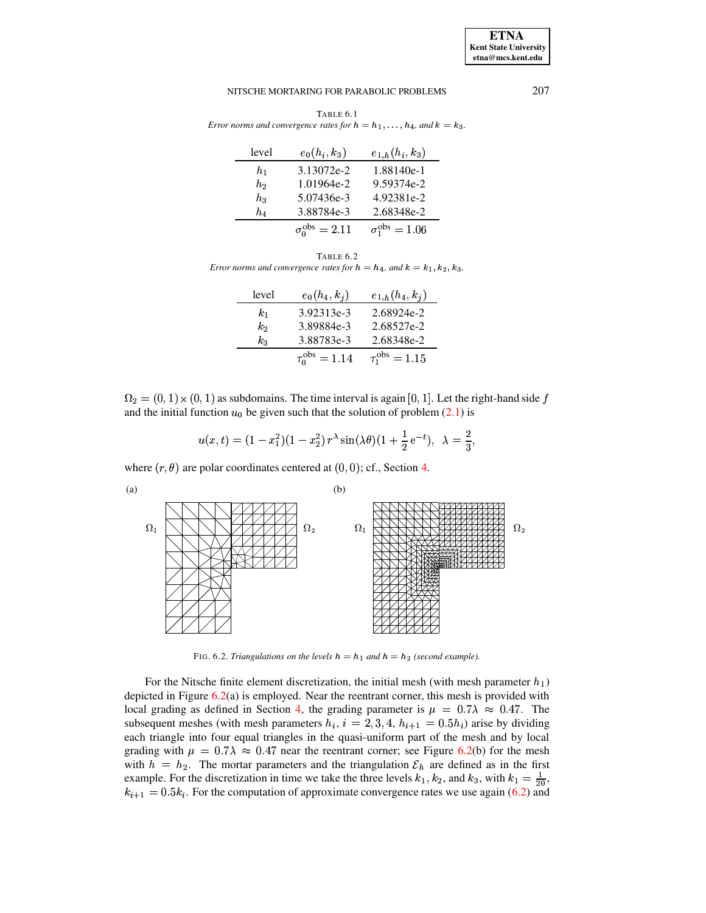TABLE 6.1
*Error norms and convergence rates for $h = h_1, \ldots, h_4$, and $k = k_3$.*

| level | $e_0(h_i, k_3)$ | $e_{1,h}(h_i, k_3)$ |
|---|---|---|
| $h_1$ | 3.13072e-2 | 1.88140e-1 |
| $h_2$ | 1.01964e-2 | 9.59374e-2 |
| $h_3$ | 5.07436e-3 | 4.92381e-2 |
| $h_4$ | 3.88784e-3 | 2.68348e-2 |
| | $\sigma_0^{\text{obs}} = 2.11$ | $\sigma_1^{\text{obs}} = 1.06$ |

TABLE 6.2
*Error norms and convergence rates for $h = h_4$, and $k = k_1, k_2, k_3$.*

| level | $e_0(h_4, k_j)$ | $e_{1,h}(h_4, k_j)$ |
|---|---|---|
| $k_1$ | 3.92313e-3 | 2.68924e-2 |
| $k_2$ | 3.89884e-3 | 2.68527e-2 |
| $k_3$ | 3.88783e-3 | 2.68348e-2 |
| | $\tau_0^{\text{obs}} = 1.14$ | $\tau_1^{\text{obs}} = 1.15$ |

$\Omega_2 = (0,1) \times (0,1)$ as subdomains. The time interval is again $[0,1]$. Let the right-hand side $f$ and the initial function $u_0$ be given such that the solution of problem (2.1) is

$$u(x,t) = (1 - x_1^2)(1 - x_2^2)\, r^\lambda \sin(\lambda\theta)(1 + \frac{1}{2}\,\mathrm{e}^{-t}), \quad \lambda = \frac{2}{3},$$

where $(r, \theta)$ are polar coordinates centered at $(0,0)$; cf., Section 4.

FIG. 6.2. *Triangulations on the levels $h = h_1$ and $h = h_2$ (second example).*

For the Nitsche finite element discretization, the initial mesh (with mesh parameter $h_1$) depicted in Figure 6.2(a) is employed. Near the reentrant corner, this mesh is provided with local grading as defined in Section 4, the grading parameter is $\mu = 0.7\lambda \approx 0.47$. The subsequent meshes (with mesh parameters $h_i$, $i = 2, 3, 4$, $h_{i+1} = 0.5h_i$) arise by dividing each triangle into four equal triangles in the quasi-uniform part of the mesh and by local grading with $\mu = 0.7\lambda \approx 0.47$ near the reentrant corner; see Figure 6.2(b) for the mesh with $h = h_2$. The mortar parameters and the triangulation $\mathcal{E}_h$ are defined as in the first example. For the discretization in time we take the three levels $k_1, k_2$, and $k_3$, with $k_1 = \frac{1}{20}$, $k_{i+1} = 0.5k_i$. For the computation of approximate convergence rates we use again (6.2) and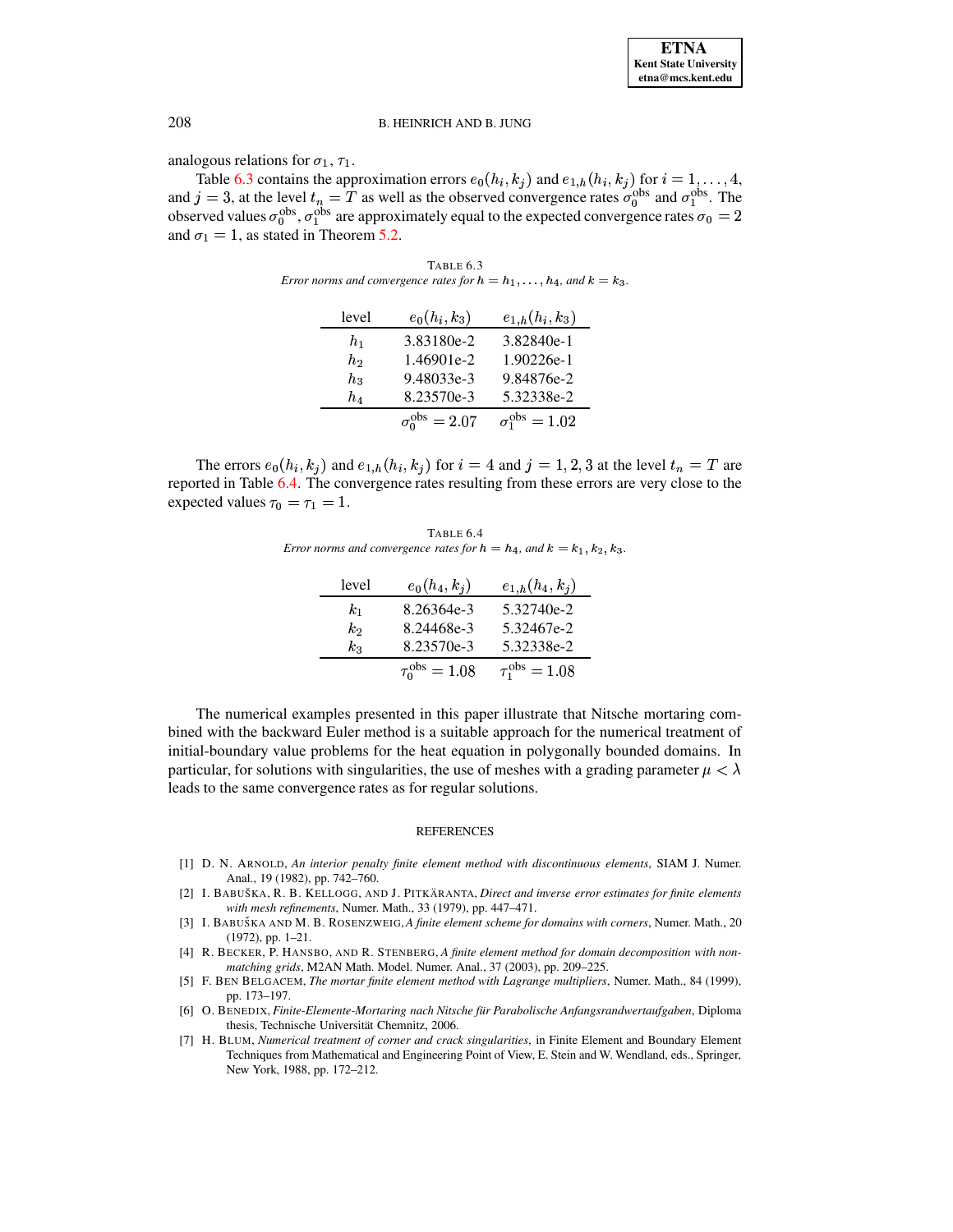analogous relations for $\sigma_1$, $\tau_1$.

Table 6.3 contains the approximation errors $e_0(h_i, k_j)$ and $e_{1,h}(h_i, k_j)$ for $i = 1, \ldots, 4$, and $j = 3$, at the level $t_n = T$ as well as the observed convergence rates $\sigma_0^{\text{obs}}$ and $\sigma_1^{\text{obs}}$. The observed values $\sigma_0^{\text{obs}}$, $\sigma_1^{\text{obs}}$ are approximately equal to the expected convergence rates $\sigma_0 = 2$ and $\sigma_1 = 1$, as stated in Theorem 5.2.

TABLE 6.3
*Error norms and convergence rates for $h = h_1, \ldots, h_4$, and $k = k_3$.*

| level | $e_0(h_i, k_3)$ | $e_{1,h}(h_i, k_3)$ |
|---|---|---|
| $h_1$ | 3.83180e-2 | 3.82840e-1 |
| $h_2$ | 1.46901e-2 | 1.90226e-1 |
| $h_3$ | 9.48033e-3 | 9.84876e-2 |
| $h_4$ | 8.23570e-3 | 5.32338e-2 |
| | $\sigma_0^{\text{obs}} = 2.07$ | $\sigma_1^{\text{obs}} = 1.02$ |

The errors $e_0(h_i, k_j)$ and $e_{1,h}(h_i, k_j)$ for $i = 4$ and $j = 1, 2, 3$ at the level $t_n = T$ are reported in Table 6.4. The convergence rates resulting from these errors are very close to the expected values $\tau_0 = \tau_1 = 1$.

TABLE 6.4
*Error norms and convergence rates for $h = h_4$, and $k = k_1, k_2, k_3$.*

| level | $e_0(h_4, k_j)$ | $e_{1,h}(h_4, k_j)$ |
|---|---|---|
| $k_1$ | 8.26364e-3 | 5.32740e-2 |
| $k_2$ | 8.24468e-3 | 5.32467e-2 |
| $k_3$ | 8.23570e-3 | 5.32338e-2 |
| | $\tau_0^{\text{obs}} = 1.08$ | $\tau_1^{\text{obs}} = 1.08$ |

The numerical examples presented in this paper illustrate that Nitsche mortaring combined with the backward Euler method is a suitable approach for the numerical treatment of initial-boundary value problems for the heat equation in polygonally bounded domains. In particular, for solutions with singularities, the use of meshes with a grading parameter $\mu < \lambda$ leads to the same convergence rates as for regular solutions.

## REFERENCES

[1] D. N. ARNOLD, *An interior penalty finite element method with discontinuous elements*, SIAM J. Numer. Anal., 19 (1982), pp. 742–760.

[2] I. BABUŠKA, R. B. KELLOGG, AND J. PITKÄRANTA, *Direct and inverse error estimates for finite elements with mesh refinements*, Numer. Math., 33 (1979), pp. 447–471.

[3] I. BABUŠKA AND M. B. ROSENZWEIG, *A finite element scheme for domains with corners*, Numer. Math., 20 (1972), pp. 1–21.

[4] R. BECKER, P. HANSBO, AND R. STENBERG, *A finite element method for domain decomposition with non-matching grids*, M2AN Math. Model. Numer. Anal., 37 (2003), pp. 209–225.

[5] F. BEN BELGACEM, *The mortar finite element method with Lagrange multipliers*, Numer. Math., 84 (1999), pp. 173–197.

[6] O. BENEDIX, *Finite-Elemente-Mortaring nach Nitsche für Parabolische Anfangsrandwertaufgaben*, Diploma thesis, Technische Universität Chemnitz, 2006.

[7] H. BLUM, *Numerical treatment of corner and crack singularities*, in Finite Element and Boundary Element Techniques from Mathematical and Engineering Point of View, E. Stein and W. Wendland, eds., Springer, New York, 1988, pp. 172–212.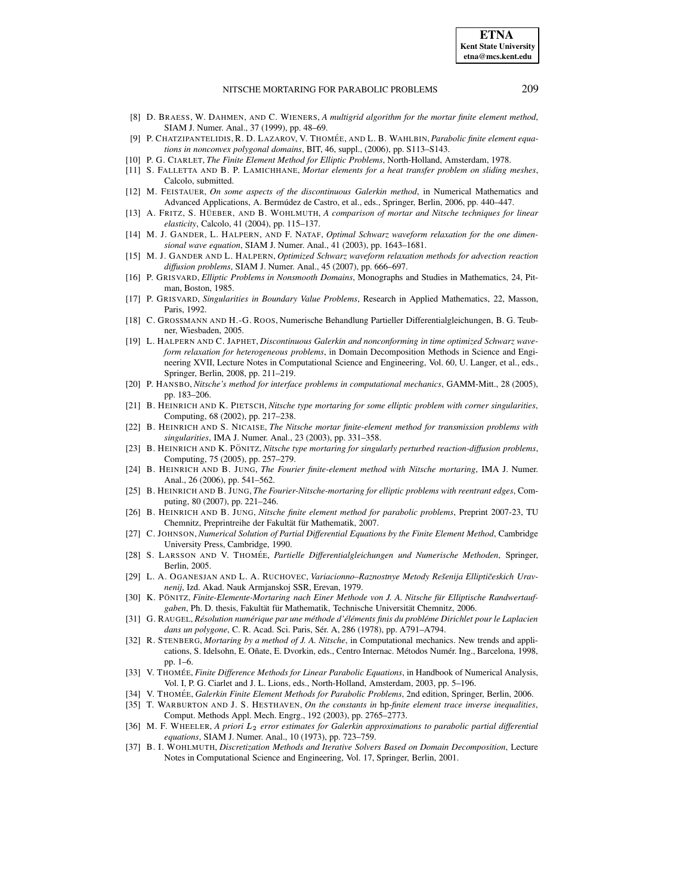[8] D. BRAESS, W. DAHMEN, AND C. WIENERS, *A multigrid algorithm for the mortar finite element method*, SIAM J. Numer. Anal., 37 (1999), pp. 48–69.

[9] P. CHATZIPANTELIDIS, R. D. LAZAROV, V. THOMÉE, AND L. B. WAHLBIN, *Parabolic finite element equations in nonconvex polygonal domains*, BIT, 46, suppl., (2006), pp. S113–S143.

[10] P. G. CIARLET, *The Finite Element Method for Elliptic Problems*, North-Holland, Amsterdam, 1978.

[11] S. FALLETTA AND B. P. LAMICHHANE, *Mortar elements for a heat transfer problem on sliding meshes*, Calcolo, submitted.

[12] M. FEISTAUER, *On some aspects of the discontinuous Galerkin method*, in Numerical Mathematics and Advanced Applications, A. Bermúdez de Castro, et al., eds., Springer, Berlin, 2006, pp. 440–447.

[13] A. FRITZ, S. HÜEBER, AND B. WOHLMUTH, *A comparison of mortar and Nitsche techniques for linear elasticity*, Calcolo, 41 (2004), pp. 115–137.

[14] M. J. GANDER, L. HALPERN, AND F. NATAF, *Optimal Schwarz waveform relaxation for the one dimensional wave equation*, SIAM J. Numer. Anal., 41 (2003), pp. 1643–1681.

[15] M. J. GANDER AND L. HALPERN, *Optimized Schwarz waveform relaxation methods for advection reaction diffusion problems*, SIAM J. Numer. Anal., 45 (2007), pp. 666–697.

[16] P. GRISVARD, *Elliptic Problems in Nonsmooth Domains*, Monographs and Studies in Mathematics, 24, Pitman, Boston, 1985.

[17] P. GRISVARD, *Singularities in Boundary Value Problems*, Research in Applied Mathematics, 22, Masson, Paris, 1992.

[18] C. GROSSMANN AND H.-G. ROOS, Numerische Behandlung Partieller Differentialgleichungen, B. G. Teubner, Wiesbaden, 2005.

[19] L. HALPERN AND C. JAPHET, *Discontinuous Galerkin and nonconforming in time optimized Schwarz waveform relaxation for heterogeneous problems*, in Domain Decomposition Methods in Science and Engineering XVII, Lecture Notes in Computational Science and Engineering, Vol. 60, U. Langer, et al., eds., Springer, Berlin, 2008, pp. 211–219.

[20] P. HANSBO, *Nitsche's method for interface problems in computational mechanics*, GAMM-Mitt., 28 (2005), pp. 183–206.

[21] B. HEINRICH AND K. PIETSCH, *Nitsche type mortaring for some elliptic problem with corner singularities*, Computing, 68 (2002), pp. 217–238.

[22] B. HEINRICH AND S. NICAISE, *The Nitsche mortar finite-element method for transmission problems with singularities*, IMA J. Numer. Anal., 23 (2003), pp. 331–358.

[23] B. HEINRICH AND K. PÖNITZ, *Nitsche type mortaring for singularly perturbed reaction-diffusion problems*, Computing, 75 (2005), pp. 257–279.

[24] B. HEINRICH AND B. JUNG, *The Fourier finite-element method with Nitsche mortaring*, IMA J. Numer. Anal., 26 (2006), pp. 541–562.

[25] B. HEINRICH AND B. JUNG, *The Fourier-Nitsche-mortaring for elliptic problems with reentrant edges*, Computing, 80 (2007), pp. 221–246.

[26] B. HEINRICH AND B. JUNG, *Nitsche finite element method for parabolic problems*, Preprint 2007-23, TU Chemnitz, Preprintreihe der Fakultät für Mathematik, 2007.

[27] C. JOHNSON, *Numerical Solution of Partial Differential Equations by the Finite Element Method*, Cambridge University Press, Cambridge, 1990.

[28] S. LARSSON AND V. THOMÉE, *Partielle Differentialgleichungen und Numerische Methoden*, Springer, Berlin, 2005.

[29] L. A. OGANESJAN AND L. A. RUCHOVEC, *Variacionno–Raznostnye Metody Rešenija Ellipticˇeskich Uravnenij*, Izd. Akad. Nauk Armjanskoj SSR, Erevan, 1979.

[30] K. PÖNITZ, *Finite-Elemente-Mortaring nach Einer Methode von J. A. Nitsche für Elliptische Randwertaufgaben*, Ph. D. thesis, Fakultät für Mathematik, Technische Universität Chemnitz, 2006.

[31] G. RAUGEL, *Résolution numérique par une méthode d'éléments finis du probléme Dirichlet pour le Laplacien dans un polygone*, C. R. Acad. Sci. Paris, Sér. A, 286 (1978), pp. A791–A794.

[32] R. STENBERG, *Mortaring by a method of J. A. Nitsche*, in Computational mechanics. New trends and applications, S. Idelsohn, E. Oñate, E. Dvorkin, eds., Centro Internac. Métodos Numér. Ing., Barcelona, 1998, pp. 1–6.

[33] V. THOMÉE, *Finite Difference Methods for Linear Parabolic Equations*, in Handbook of Numerical Analysis, Vol. I, P. G. Ciarlet and J. L. Lions, eds., North-Holland, Amsterdam, 2003, pp. 5–196.

[34] V. THOMÉE, *Galerkin Finite Element Methods for Parabolic Problems*, 2nd edition, Springer, Berlin, 2006.

[35] T. WARBURTON AND J. S. HESTHAVEN, *On the constants in* hp*-finite element trace inverse inequalities*, Comput. Methods Appl. Mech. Engrg., 192 (2003), pp. 2765–2773.

[36] M. F. WHEELER, *A priori $L_2$ error estimates for Galerkin approximations to parabolic partial differential equations*, SIAM J. Numer. Anal., 10 (1973), pp. 723–759.

[37] B. I. WOHLMUTH, *Discretization Methods and Iterative Solvers Based on Domain Decomposition*, Lecture Notes in Computational Science and Engineering, Vol. 17, Springer, Berlin, 2001.